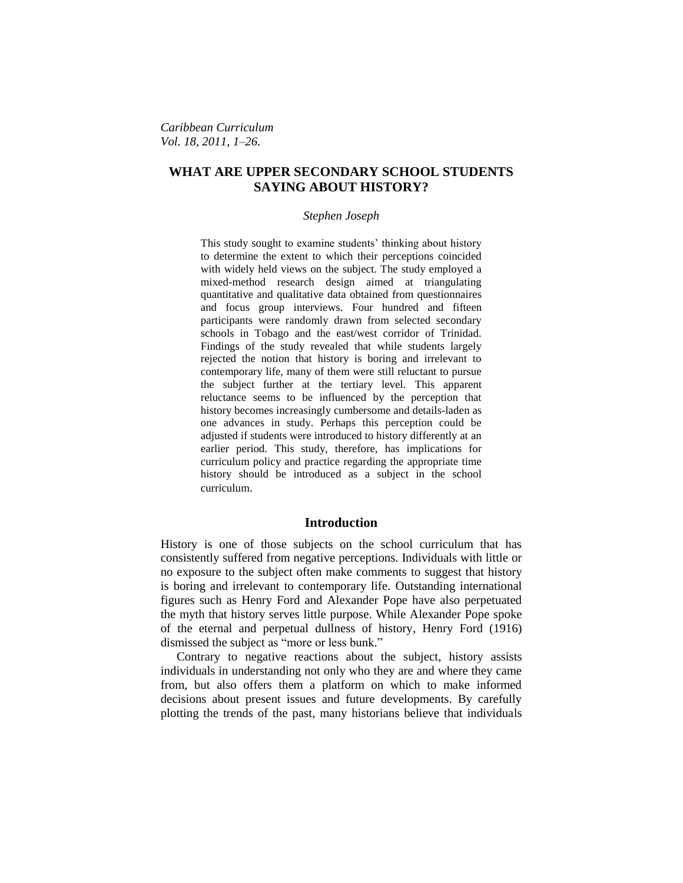# WHAT ARE UPPER SECONDARY SCHOOL STUDENTS SAYING ABOUT HISTORY?

*Stephen Joseph*

> This study sought to examine students' thinking about history to determine the extent to which their perceptions coincided with widely held views on the subject. The study employed a mixed-method research design aimed at triangulating quantitative and qualitative data obtained from questionnaires and focus group interviews. Four hundred and fifteen participants were randomly drawn from selected secondary schools in Tobago and the east/west corridor of Trinidad. Findings of the study revealed that while students largely rejected the notion that history is boring and irrelevant to contemporary life, many of them were still reluctant to pursue the subject further at the tertiary level. This apparent reluctance seems to be influenced by the perception that history becomes increasingly cumbersome and details-laden as one advances in study. Perhaps this perception could be adjusted if students were introduced to history differently at an earlier period. This study, therefore, has implications for curriculum policy and practice regarding the appropriate time history should be introduced as a subject in the school curriculum.

## Introduction

History is one of those subjects on the school curriculum that has consistently suffered from negative perceptions. Individuals with little or no exposure to the subject often make comments to suggest that history is boring and irrelevant to contemporary life. Outstanding international figures such as Henry Ford and Alexander Pope have also perpetuated the myth that history serves little purpose. While Alexander Pope spoke of the eternal and perpetual dullness of history, Henry Ford (1916) dismissed the subject as "more or less bunk."

Contrary to negative reactions about the subject, history assists individuals in understanding not only who they are and where they came from, but also offers them a platform on which to make informed decisions about present issues and future developments. By carefully plotting the trends of the past, many historians believe that individuals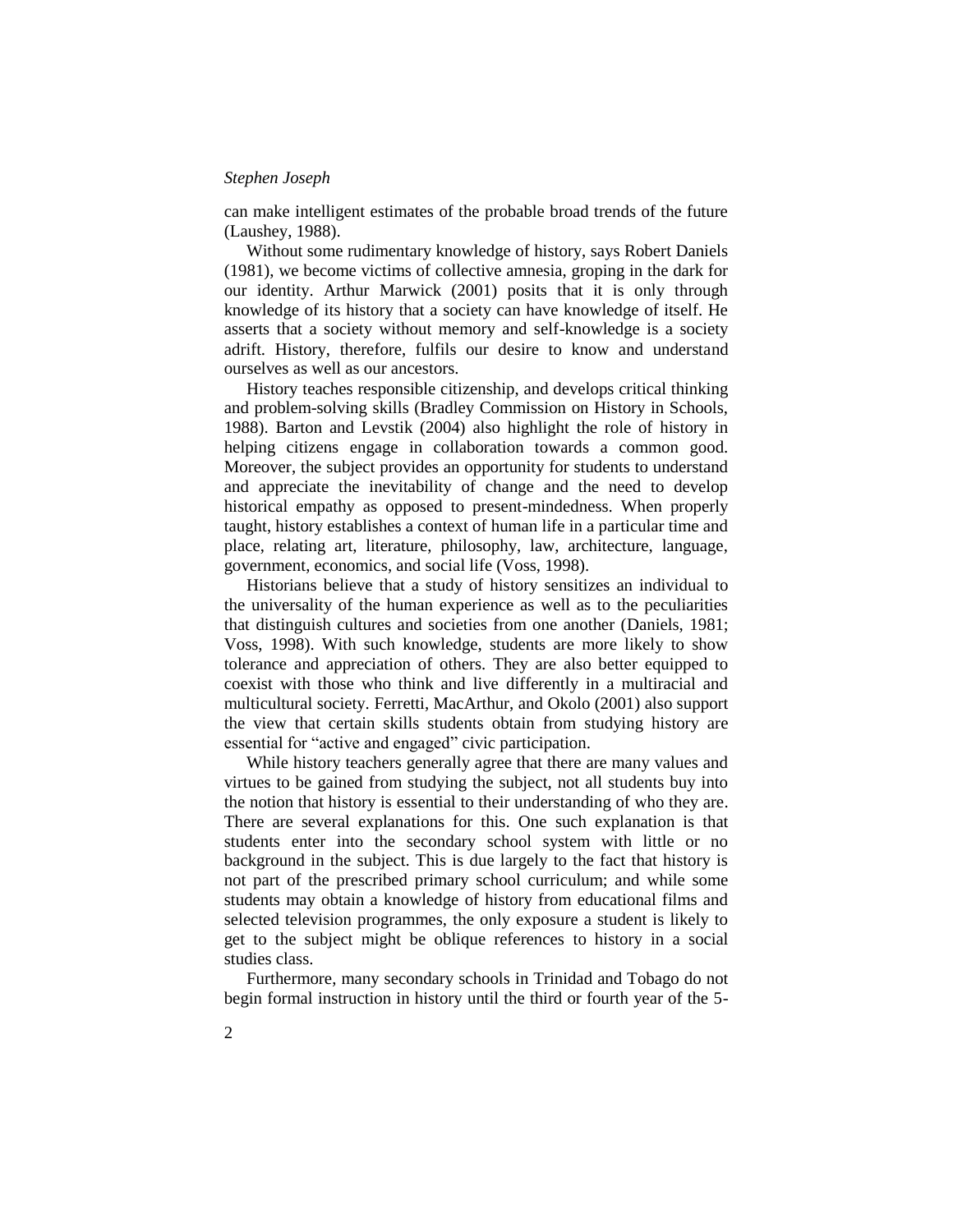can make intelligent estimates of the probable broad trends of the future (Laushey, 1988).

Without some rudimentary knowledge of history, says Robert Daniels (1981), we become victims of collective amnesia, groping in the dark for our identity. Arthur Marwick (2001) posits that it is only through knowledge of its history that a society can have knowledge of itself. He asserts that a society without memory and self-knowledge is a society adrift. History, therefore, fulfils our desire to know and understand ourselves as well as our ancestors.

History teaches responsible citizenship, and develops critical thinking and problem-solving skills (Bradley Commission on History in Schools, 1988). Barton and Levstik (2004) also highlight the role of history in helping citizens engage in collaboration towards a common good. Moreover, the subject provides an opportunity for students to understand and appreciate the inevitability of change and the need to develop historical empathy as opposed to present-mindedness. When properly taught, history establishes a context of human life in a particular time and place, relating art, literature, philosophy, law, architecture, language, government, economics, and social life (Voss, 1998).

Historians believe that a study of history sensitizes an individual to the universality of the human experience as well as to the peculiarities that distinguish cultures and societies from one another (Daniels, 1981; Voss, 1998). With such knowledge, students are more likely to show tolerance and appreciation of others. They are also better equipped to coexist with those who think and live differently in a multiracial and multicultural society. Ferretti, MacArthur, and Okolo (2001) also support the view that certain skills students obtain from studying history are essential for "active and engaged" civic participation.

While history teachers generally agree that there are many values and virtues to be gained from studying the subject, not all students buy into the notion that history is essential to their understanding of who they are. There are several explanations for this. One such explanation is that students enter into the secondary school system with little or no background in the subject. This is due largely to the fact that history is not part of the prescribed primary school curriculum; and while some students may obtain a knowledge of history from educational films and selected television programmes, the only exposure a student is likely to get to the subject might be oblique references to history in a social studies class.

Furthermore, many secondary schools in Trinidad and Tobago do not begin formal instruction in history until the third or fourth year of the 5-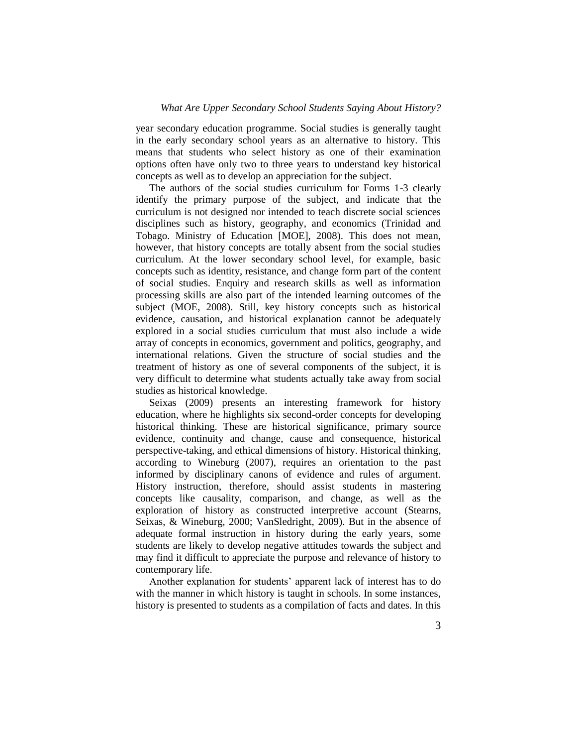year secondary education programme. Social studies is generally taught in the early secondary school years as an alternative to history. This means that students who select history as one of their examination options often have only two to three years to understand key historical concepts as well as to develop an appreciation for the subject.

The authors of the social studies curriculum for Forms 1-3 clearly identify the primary purpose of the subject, and indicate that the curriculum is not designed nor intended to teach discrete social sciences disciplines such as history, geography, and economics (Trinidad and Tobago. Ministry of Education [MOE], 2008). This does not mean, however, that history concepts are totally absent from the social studies curriculum. At the lower secondary school level, for example, basic concepts such as identity, resistance, and change form part of the content of social studies. Enquiry and research skills as well as information processing skills are also part of the intended learning outcomes of the subject (MOE, 2008). Still, key history concepts such as historical evidence, causation, and historical explanation cannot be adequately explored in a social studies curriculum that must also include a wide array of concepts in economics, government and politics, geography, and international relations. Given the structure of social studies and the treatment of history as one of several components of the subject, it is very difficult to determine what students actually take away from social studies as historical knowledge.

Seixas (2009) presents an interesting framework for history education, where he highlights six second-order concepts for developing historical thinking. These are historical significance, primary source evidence, continuity and change, cause and consequence, historical perspective-taking, and ethical dimensions of history. Historical thinking, according to Wineburg (2007), requires an orientation to the past informed by disciplinary canons of evidence and rules of argument. History instruction, therefore, should assist students in mastering concepts like causality, comparison, and change, as well as the exploration of history as constructed interpretive account (Stearns, Seixas, & Wineburg, 2000; VanSledright, 2009). But in the absence of adequate formal instruction in history during the early years, some students are likely to develop negative attitudes towards the subject and may find it difficult to appreciate the purpose and relevance of history to contemporary life.

Another explanation for students' apparent lack of interest has to do with the manner in which history is taught in schools. In some instances, history is presented to students as a compilation of facts and dates. In this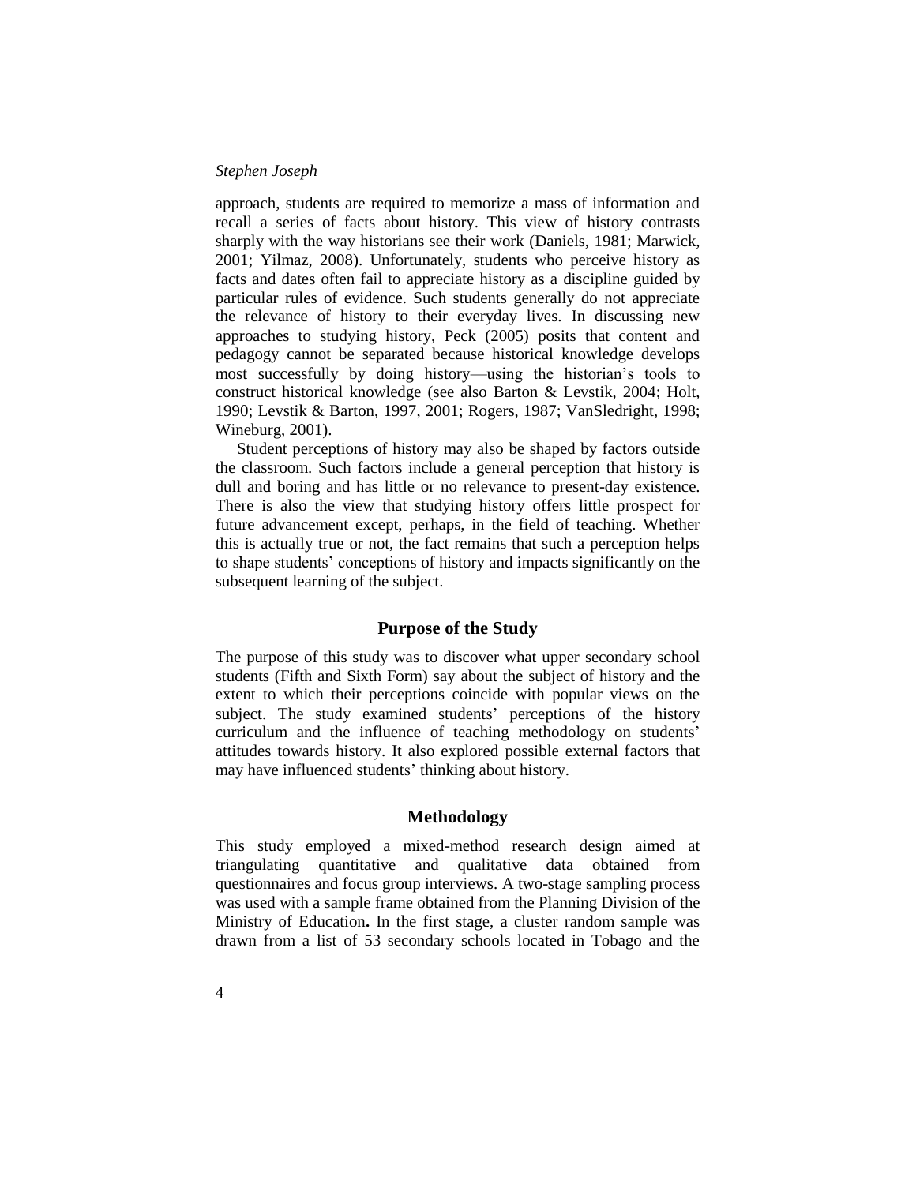approach, students are required to memorize a mass of information and recall a series of facts about history. This view of history contrasts sharply with the way historians see their work (Daniels, 1981; Marwick, 2001; Yilmaz, 2008). Unfortunately, students who perceive history as facts and dates often fail to appreciate history as a discipline guided by particular rules of evidence. Such students generally do not appreciate the relevance of history to their everyday lives. In discussing new approaches to studying history, Peck (2005) posits that content and pedagogy cannot be separated because historical knowledge develops most successfully by doing history—using the historian's tools to construct historical knowledge (see also Barton & Levstik, 2004; Holt, 1990; Levstik & Barton, 1997, 2001; Rogers, 1987; VanSledright, 1998; Wineburg, 2001).

Student perceptions of history may also be shaped by factors outside the classroom. Such factors include a general perception that history is dull and boring and has little or no relevance to present-day existence. There is also the view that studying history offers little prospect for future advancement except, perhaps, in the field of teaching. Whether this is actually true or not, the fact remains that such a perception helps to shape students' conceptions of history and impacts significantly on the subsequent learning of the subject.

## Purpose of the Study

The purpose of this study was to discover what upper secondary school students (Fifth and Sixth Form) say about the subject of history and the extent to which their perceptions coincide with popular views on the subject. The study examined students' perceptions of the history curriculum and the influence of teaching methodology on students' attitudes towards history. It also explored possible external factors that may have influenced students' thinking about history.

## Methodology

This study employed a mixed-method research design aimed at triangulating quantitative and qualitative data obtained from questionnaires and focus group interviews. A two-stage sampling process was used with a sample frame obtained from the Planning Division of the Ministry of Education**.** In the first stage, a cluster random sample was drawn from a list of 53 secondary schools located in Tobago and the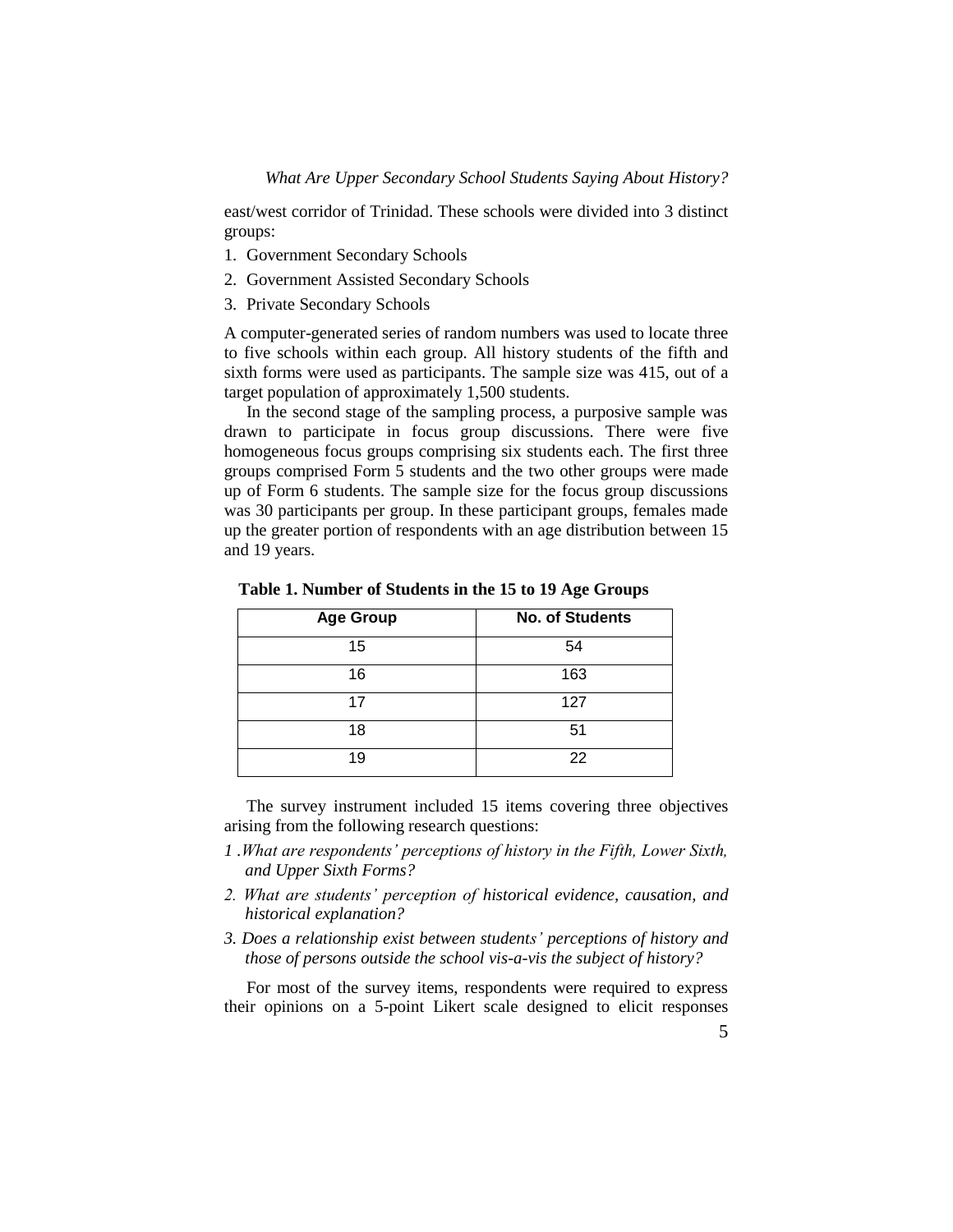east/west corridor of Trinidad. These schools were divided into 3 distinct groups:

1. Government Secondary Schools
2. Government Assisted Secondary Schools
3. Private Secondary Schools

A computer-generated series of random numbers was used to locate three to five schools within each group. All history students of the fifth and sixth forms were used as participants. The sample size was 415, out of a target population of approximately 1,500 students.

In the second stage of the sampling process, a purposive sample was drawn to participate in focus group discussions. There were five homogeneous focus groups comprising six students each. The first three groups comprised Form 5 students and the two other groups were made up of Form 6 students. The sample size for the focus group discussions was 30 participants per group. In these participant groups, females made up the greater portion of respondents with an age distribution between 15 and 19 years.

**Table 1. Number of Students in the 15 to 19 Age Groups**

| Age Group | No. of Students |
|---|---|
| 15 | 54 |
| 16 | 163 |
| 17 | 127 |
| 18 | 51 |
| 19 | 22 |

The survey instrument included 15 items covering three objectives arising from the following research questions:

1 .*What are respondents' perceptions of history in the Fifth, Lower Sixth, and Upper Sixth Forms?*

2. *What are students' perception of historical evidence, causation, and historical explanation?*

3. *Does a relationship exist between students' perceptions of history and those of persons outside the school vis-a-vis the subject of history?*

For most of the survey items, respondents were required to express their opinions on a 5-point Likert scale designed to elicit responses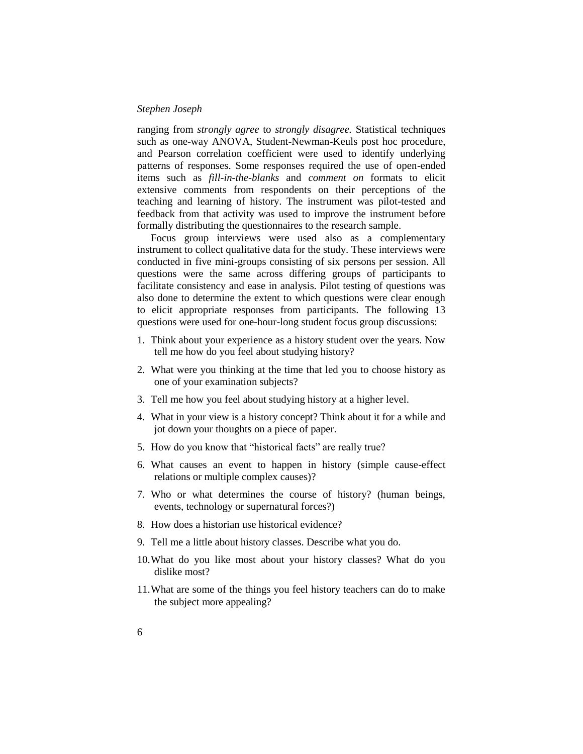ranging from *strongly agree* to *strongly disagree.* Statistical techniques such as one-way ANOVA, Student-Newman-Keuls post hoc procedure, and Pearson correlation coefficient were used to identify underlying patterns of responses. Some responses required the use of open-ended items such as *fill-in-the-blanks* and *comment on* formats to elicit extensive comments from respondents on their perceptions of the teaching and learning of history. The instrument was pilot-tested and feedback from that activity was used to improve the instrument before formally distributing the questionnaires to the research sample.

Focus group interviews were used also as a complementary instrument to collect qualitative data for the study. These interviews were conducted in five mini-groups consisting of six persons per session. All questions were the same across differing groups of participants to facilitate consistency and ease in analysis. Pilot testing of questions was also done to determine the extent to which questions were clear enough to elicit appropriate responses from participants. The following 13 questions were used for one-hour-long student focus group discussions:

1. Think about your experience as a history student over the years. Now tell me how do you feel about studying history?
2. What were you thinking at the time that led you to choose history as one of your examination subjects?
3. Tell me how you feel about studying history at a higher level.
4. What in your view is a history concept? Think about it for a while and jot down your thoughts on a piece of paper.
5. How do you know that "historical facts" are really true?
6. What causes an event to happen in history (simple cause-effect relations or multiple complex causes)?
7. Who or what determines the course of history? (human beings, events, technology or supernatural forces?)
8. How does a historian use historical evidence?
9. Tell me a little about history classes. Describe what you do.
10. What do you like most about your history classes? What do you dislike most?
11. What are some of the things you feel history teachers can do to make the subject more appealing?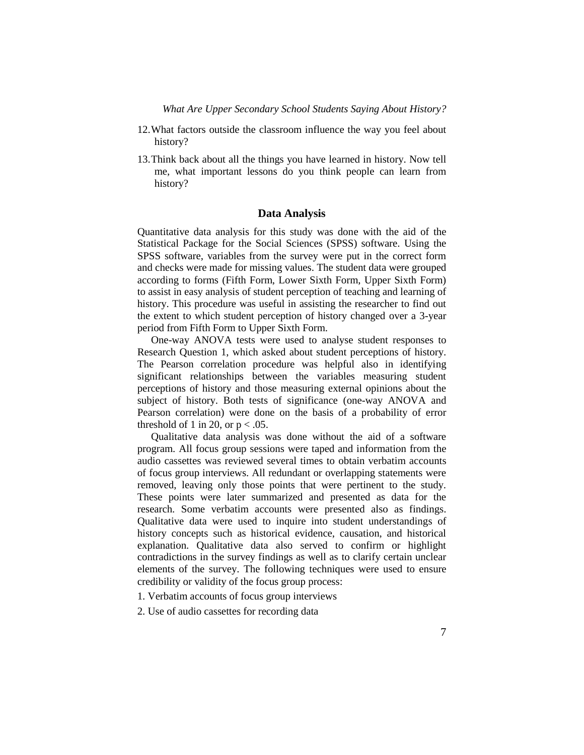12. What factors outside the classroom influence the way you feel about history?

13. Think back about all the things you have learned in history. Now tell me, what important lessons do you think people can learn from history?

## Data Analysis

Quantitative data analysis for this study was done with the aid of the Statistical Package for the Social Sciences (SPSS) software. Using the SPSS software, variables from the survey were put in the correct form and checks were made for missing values. The student data were grouped according to forms (Fifth Form, Lower Sixth Form, Upper Sixth Form) to assist in easy analysis of student perception of teaching and learning of history. This procedure was useful in assisting the researcher to find out the extent to which student perception of history changed over a 3-year period from Fifth Form to Upper Sixth Form.

One-way ANOVA tests were used to analyse student responses to Research Question 1, which asked about student perceptions of history. The Pearson correlation procedure was helpful also in identifying significant relationships between the variables measuring student perceptions of history and those measuring external opinions about the subject of history. Both tests of significance (one-way ANOVA and Pearson correlation) were done on the basis of a probability of error threshold of 1 in 20, or $p < .05$.

Qualitative data analysis was done without the aid of a software program. All focus group sessions were taped and information from the audio cassettes was reviewed several times to obtain verbatim accounts of focus group interviews. All redundant or overlapping statements were removed, leaving only those points that were pertinent to the study. These points were later summarized and presented as data for the research. Some verbatim accounts were presented also as findings. Qualitative data were used to inquire into student understandings of history concepts such as historical evidence, causation, and historical explanation. Qualitative data also served to confirm or highlight contradictions in the survey findings as well as to clarify certain unclear elements of the survey. The following techniques were used to ensure credibility or validity of the focus group process:

1. Verbatim accounts of focus group interviews
2. Use of audio cassettes for recording data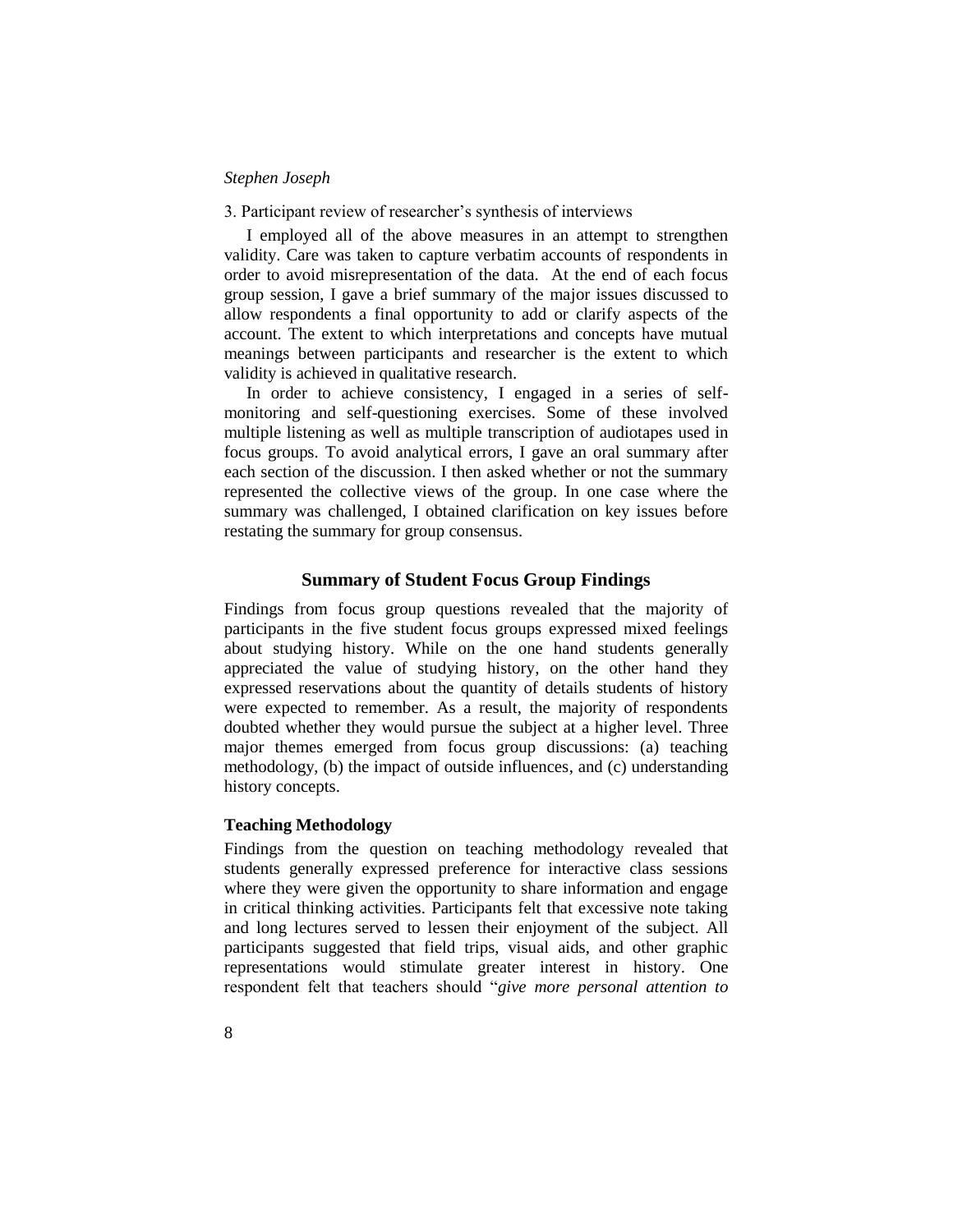3. Participant review of researcher's synthesis of interviews

I employed all of the above measures in an attempt to strengthen validity. Care was taken to capture verbatim accounts of respondents in order to avoid misrepresentation of the data. At the end of each focus group session, I gave a brief summary of the major issues discussed to allow respondents a final opportunity to add or clarify aspects of the account. The extent to which interpretations and concepts have mutual meanings between participants and researcher is the extent to which validity is achieved in qualitative research.

In order to achieve consistency, I engaged in a series of self-monitoring and self-questioning exercises. Some of these involved multiple listening as well as multiple transcription of audiotapes used in focus groups. To avoid analytical errors, I gave an oral summary after each section of the discussion. I then asked whether or not the summary represented the collective views of the group. In one case where the summary was challenged, I obtained clarification on key issues before restating the summary for group consensus.

## Summary of Student Focus Group Findings

Findings from focus group questions revealed that the majority of participants in the five student focus groups expressed mixed feelings about studying history. While on the one hand students generally appreciated the value of studying history, on the other hand they expressed reservations about the quantity of details students of history were expected to remember. As a result, the majority of respondents doubted whether they would pursue the subject at a higher level. Three major themes emerged from focus group discussions: (a) teaching methodology, (b) the impact of outside influences, and (c) understanding history concepts.

### Teaching Methodology

Findings from the question on teaching methodology revealed that students generally expressed preference for interactive class sessions where they were given the opportunity to share information and engage in critical thinking activities. Participants felt that excessive note taking and long lectures served to lessen their enjoyment of the subject. All participants suggested that field trips, visual aids, and other graphic representations would stimulate greater interest in history. One respondent felt that teachers should "*give more personal attention to*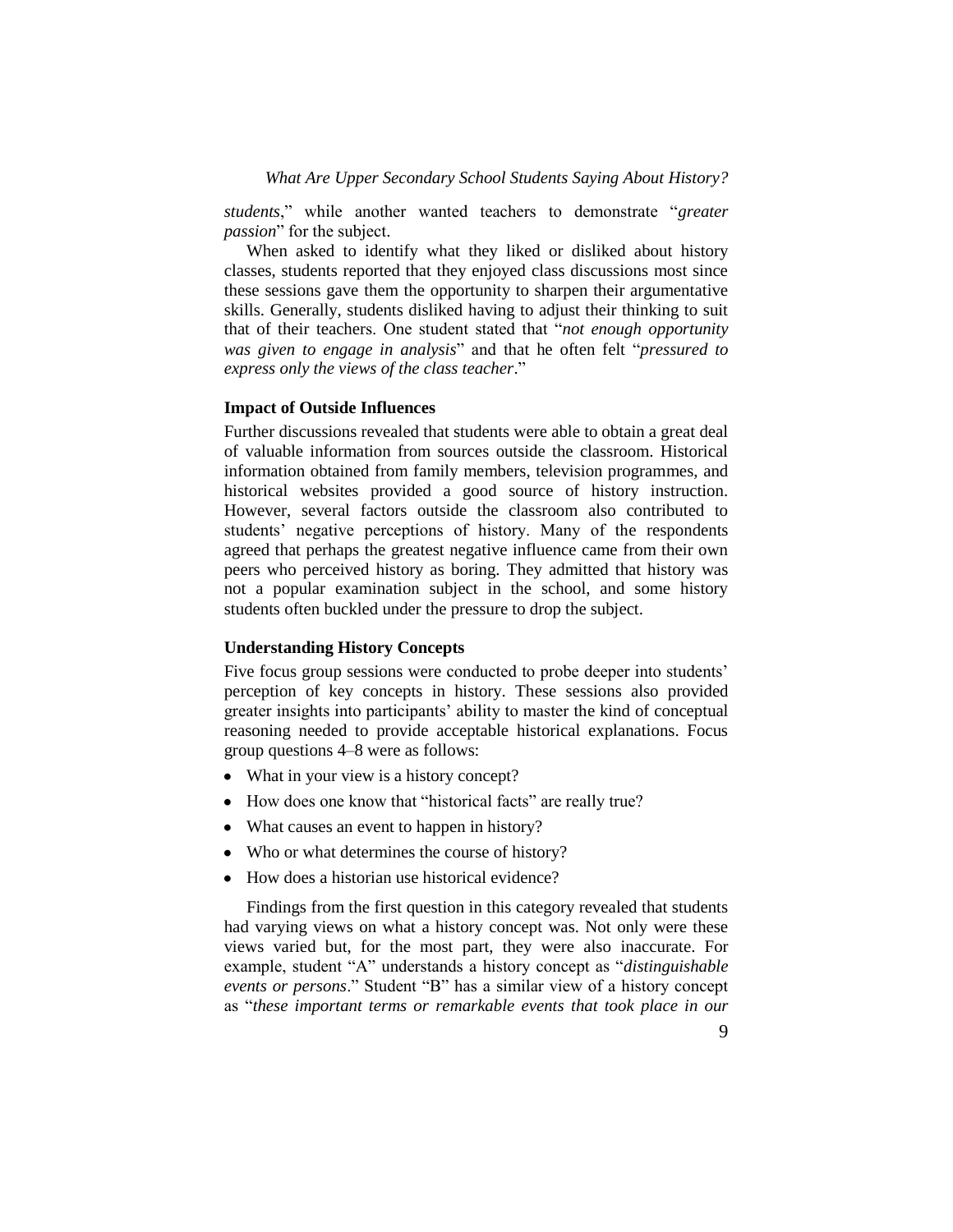*students*," while another wanted teachers to demonstrate "*greater passion*" for the subject.

When asked to identify what they liked or disliked about history classes, students reported that they enjoyed class discussions most since these sessions gave them the opportunity to sharpen their argumentative skills. Generally, students disliked having to adjust their thinking to suit that of their teachers. One student stated that "*not enough opportunity was given to engage in analysis*" and that he often felt "*pressured to express only the views of the class teacher*."

**Impact of Outside Influences**

Further discussions revealed that students were able to obtain a great deal of valuable information from sources outside the classroom. Historical information obtained from family members, television programmes, and historical websites provided a good source of history instruction. However, several factors outside the classroom also contributed to students' negative perceptions of history. Many of the respondents agreed that perhaps the greatest negative influence came from their own peers who perceived history as boring. They admitted that history was not a popular examination subject in the school, and some history students often buckled under the pressure to drop the subject.

**Understanding History Concepts**

Five focus group sessions were conducted to probe deeper into students' perception of key concepts in history. These sessions also provided greater insights into participants' ability to master the kind of conceptual reasoning needed to provide acceptable historical explanations. Focus group questions 4–8 were as follows:

- What in your view is a history concept?
- How does one know that "historical facts" are really true?
- What causes an event to happen in history?
- Who or what determines the course of history?
- How does a historian use historical evidence?

Findings from the first question in this category revealed that students had varying views on what a history concept was. Not only were these views varied but, for the most part, they were also inaccurate. For example, student "A" understands a history concept as "*distinguishable events or persons*." Student "B" has a similar view of a history concept as "*these important terms or remarkable events that took place in our*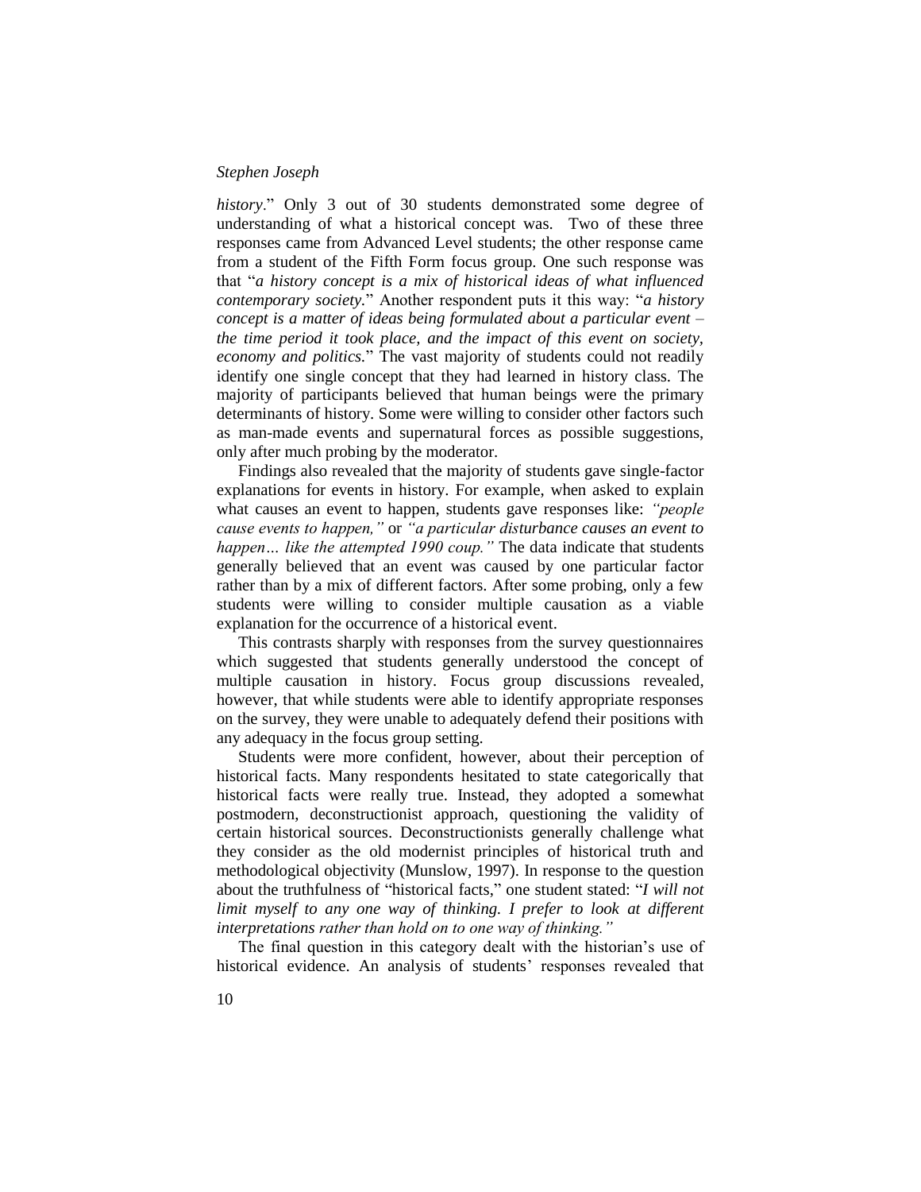*history*." Only 3 out of 30 students demonstrated some degree of understanding of what a historical concept was. Two of these three responses came from Advanced Level students; the other response came from a student of the Fifth Form focus group. One such response was that "*a history concept is a mix of historical ideas of what influenced contemporary society.*" Another respondent puts it this way: "*a history concept is a matter of ideas being formulated about a particular event – the time period it took place, and the impact of this event on society, economy and politics.*" The vast majority of students could not readily identify one single concept that they had learned in history class. The majority of participants believed that human beings were the primary determinants of history. Some were willing to consider other factors such as man-made events and supernatural forces as possible suggestions, only after much probing by the moderator.

Findings also revealed that the majority of students gave single-factor explanations for events in history. For example, when asked to explain what causes an event to happen, students gave responses like: *"people cause events to happen,"* or *"a particular disturbance causes an event to happen… like the attempted 1990 coup."* The data indicate that students generally believed that an event was caused by one particular factor rather than by a mix of different factors. After some probing, only a few students were willing to consider multiple causation as a viable explanation for the occurrence of a historical event.

This contrasts sharply with responses from the survey questionnaires which suggested that students generally understood the concept of multiple causation in history. Focus group discussions revealed, however, that while students were able to identify appropriate responses on the survey, they were unable to adequately defend their positions with any adequacy in the focus group setting.

Students were more confident, however, about their perception of historical facts. Many respondents hesitated to state categorically that historical facts were really true. Instead, they adopted a somewhat postmodern, deconstructionist approach, questioning the validity of certain historical sources. Deconstructionists generally challenge what they consider as the old modernist principles of historical truth and methodological objectivity (Munslow, 1997). In response to the question about the truthfulness of "historical facts," one student stated: "*I will not limit myself to any one way of thinking. I prefer to look at different interpretations rather than hold on to one way of thinking.*"

The final question in this category dealt with the historian's use of historical evidence. An analysis of students' responses revealed that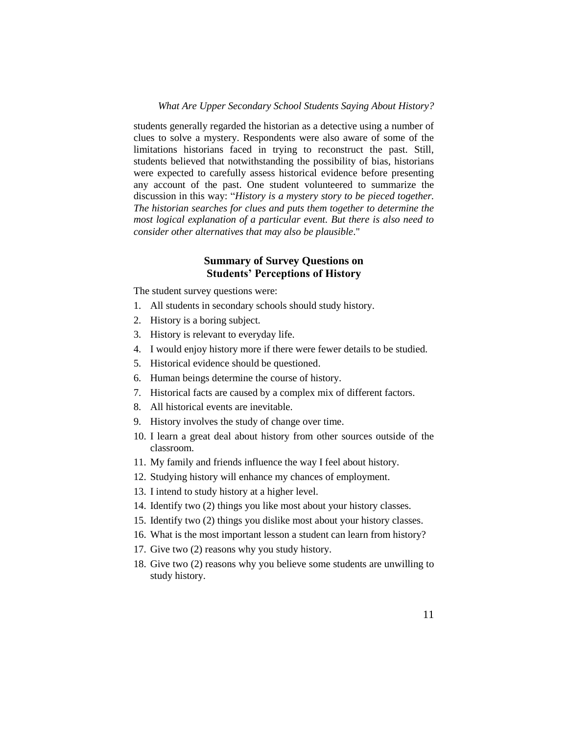students generally regarded the historian as a detective using a number of clues to solve a mystery. Respondents were also aware of some of the limitations historians faced in trying to reconstruct the past. Still, students believed that notwithstanding the possibility of bias, historians were expected to carefully assess historical evidence before presenting any account of the past. One student volunteered to summarize the discussion in this way: "*History is a mystery story to be pieced together. The historian searches for clues and puts them together to determine the most logical explanation of a particular event. But there is also need to consider other alternatives that may also be plausible*."

## Summary of Survey Questions on Students' Perceptions of History

The student survey questions were:

1. All students in secondary schools should study history.
2. History is a boring subject.
3. History is relevant to everyday life.
4. I would enjoy history more if there were fewer details to be studied.
5. Historical evidence should be questioned.
6. Human beings determine the course of history.
7. Historical facts are caused by a complex mix of different factors.
8. All historical events are inevitable.
9. History involves the study of change over time.
10. I learn a great deal about history from other sources outside of the classroom.
11. My family and friends influence the way I feel about history.
12. Studying history will enhance my chances of employment.
13. I intend to study history at a higher level.
14. Identify two (2) things you like most about your history classes.
15. Identify two (2) things you dislike most about your history classes.
16. What is the most important lesson a student can learn from history?
17. Give two (2) reasons why you study history.
18. Give two (2) reasons why you believe some students are unwilling to study history.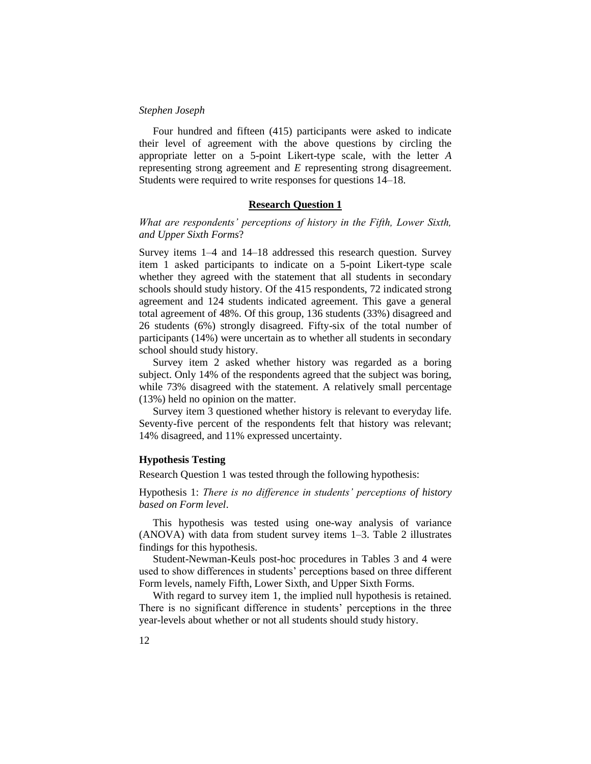Four hundred and fifteen (415) participants were asked to indicate their level of agreement with the above questions by circling the appropriate letter on a 5-point Likert-type scale, with the letter *A* representing strong agreement and *E* representing strong disagreement. Students were required to write responses for questions 14–18.

## Research Question 1

*What are respondents' perceptions of history in the Fifth, Lower Sixth, and Upper Sixth Forms*?

Survey items 1–4 and 14–18 addressed this research question. Survey item 1 asked participants to indicate on a 5-point Likert-type scale whether they agreed with the statement that all students in secondary schools should study history. Of the 415 respondents, 72 indicated strong agreement and 124 students indicated agreement. This gave a general total agreement of 48%. Of this group, 136 students (33%) disagreed and 26 students (6%) strongly disagreed. Fifty-six of the total number of participants (14%) were uncertain as to whether all students in secondary school should study history.

Survey item 2 asked whether history was regarded as a boring subject. Only 14% of the respondents agreed that the subject was boring, while 73% disagreed with the statement. A relatively small percentage (13%) held no opinion on the matter.

Survey item 3 questioned whether history is relevant to everyday life. Seventy-five percent of the respondents felt that history was relevant; 14% disagreed, and 11% expressed uncertainty.

### Hypothesis Testing

Research Question 1 was tested through the following hypothesis:

Hypothesis 1: *There is no difference in students' perceptions of history based on Form level*.

This hypothesis was tested using one-way analysis of variance (ANOVA) with data from student survey items 1–3. Table 2 illustrates findings for this hypothesis.

Student-Newman-Keuls post-hoc procedures in Tables 3 and 4 were used to show differences in students' perceptions based on three different Form levels, namely Fifth, Lower Sixth, and Upper Sixth Forms.

With regard to survey item 1, the implied null hypothesis is retained. There is no significant difference in students' perceptions in the three year-levels about whether or not all students should study history.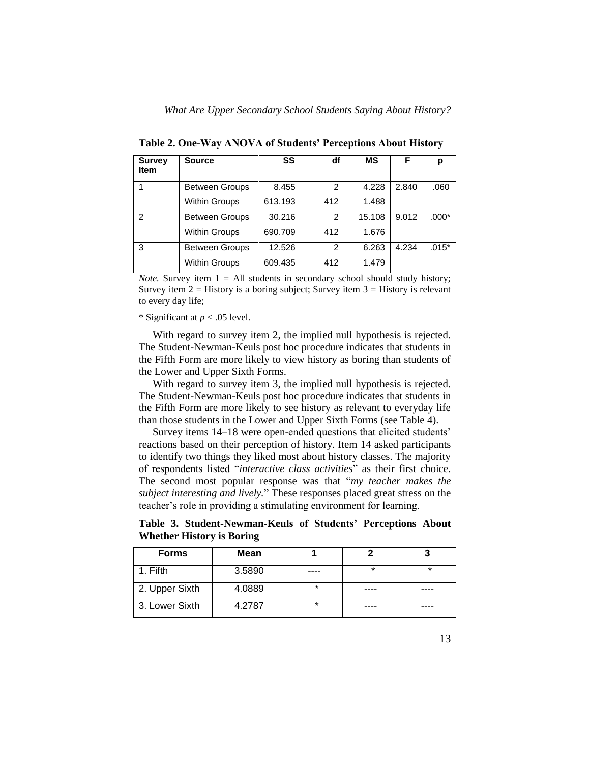**Table 2. One-Way ANOVA of Students' Perceptions About History**

| Survey Item | Source | SS | df | MS | F | p |
|---|---|---|---|---|---|---|
| 1 | Between Groups | 8.455 | 2 | 4.228 | 2.840 | .060 |
| | Within Groups | 613.193 | 412 | 1.488 | | |
| 2 | Between Groups | 30.216 | 2 | 15.108 | 9.012 | .000* |
| | Within Groups | 690.709 | 412 | 1.676 | | |
| 3 | Between Groups | 12.526 | 2 | 6.263 | 4.234 | .015* |
| | Within Groups | 609.435 | 412 | 1.479 | | |

*Note.* Survey item 1 = All students in secondary school should study history; Survey item 2 = History is a boring subject; Survey item 3 = History is relevant to every day life;

* Significant at $p < .05$ level.

With regard to survey item 2, the implied null hypothesis is rejected. The Student-Newman-Keuls post hoc procedure indicates that students in the Fifth Form are more likely to view history as boring than students of the Lower and Upper Sixth Forms.

With regard to survey item 3, the implied null hypothesis is rejected. The Student-Newman-Keuls post hoc procedure indicates that students in the Fifth Form are more likely to see history as relevant to everyday life than those students in the Lower and Upper Sixth Forms (see Table 4).

Survey items 14–18 were open-ended questions that elicited students' reactions based on their perception of history. Item 14 asked participants to identify two things they liked most about history classes. The majority of respondents listed "*interactive class activities*" as their first choice. The second most popular response was that "*my teacher makes the subject interesting and lively.*" These responses placed great stress on the teacher's role in providing a stimulating environment for learning.

**Table 3. Student-Newman-Keuls of Students' Perceptions About Whether History is Boring**

| Forms | Mean | 1 | 2 | 3 |
|---|---|---|---|---|
| 1. Fifth | 3.5890 | ---- | * | * |
| 2. Upper Sixth | 4.0889 | * | ---- | ---- |
| 3. Lower Sixth | 4.2787 | * | ---- | ---- |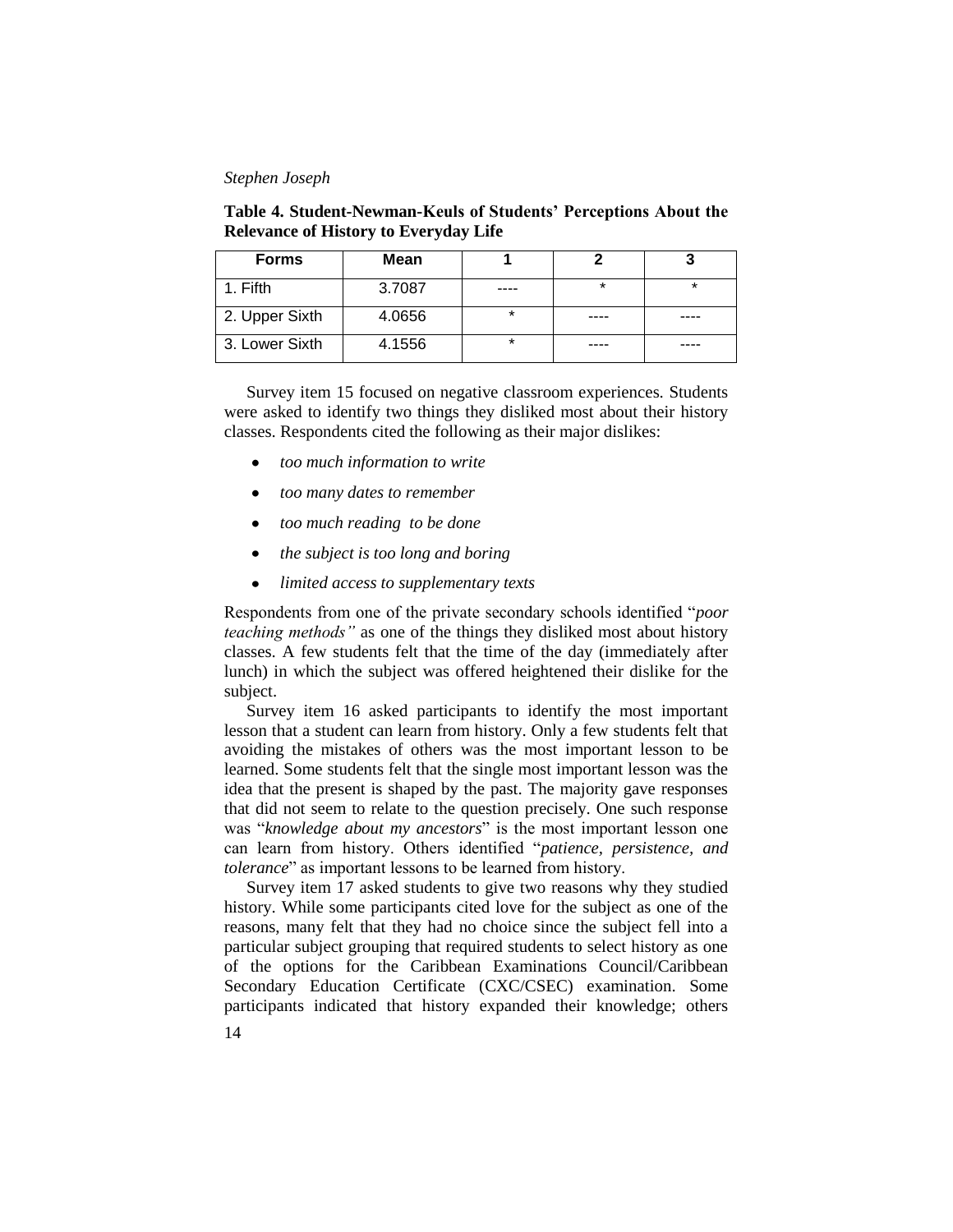**Table 4. Student-Newman-Keuls of Students' Perceptions About the Relevance of History to Everyday Life**

| Forms | Mean | 1 | 2 | 3 |
|---|---|---|---|---|
| 1. Fifth | 3.7087 | ---- | * | * |
| 2. Upper Sixth | 4.0656 | * | ---- | ---- |
| 3. Lower Sixth | 4.1556 | * | ---- | ---- |

Survey item 15 focused on negative classroom experiences. Students were asked to identify two things they disliked most about their history classes. Respondents cited the following as their major dislikes:

- *too much information to write*
- *too many dates to remember*
- *too much reading to be done*
- *the subject is too long and boring*
- *limited access to supplementary texts*

Respondents from one of the private secondary schools identified "*poor teaching methods"* as one of the things they disliked most about history classes. A few students felt that the time of the day (immediately after lunch) in which the subject was offered heightened their dislike for the subject.

Survey item 16 asked participants to identify the most important lesson that a student can learn from history. Only a few students felt that avoiding the mistakes of others was the most important lesson to be learned. Some students felt that the single most important lesson was the idea that the present is shaped by the past. The majority gave responses that did not seem to relate to the question precisely. One such response was "*knowledge about my ancestors*" is the most important lesson one can learn from history. Others identified "*patience, persistence, and tolerance*" as important lessons to be learned from history.

Survey item 17 asked students to give two reasons why they studied history. While some participants cited love for the subject as one of the reasons, many felt that they had no choice since the subject fell into a particular subject grouping that required students to select history as one of the options for the Caribbean Examinations Council/Caribbean Secondary Education Certificate (CXC/CSEC) examination. Some participants indicated that history expanded their knowledge; others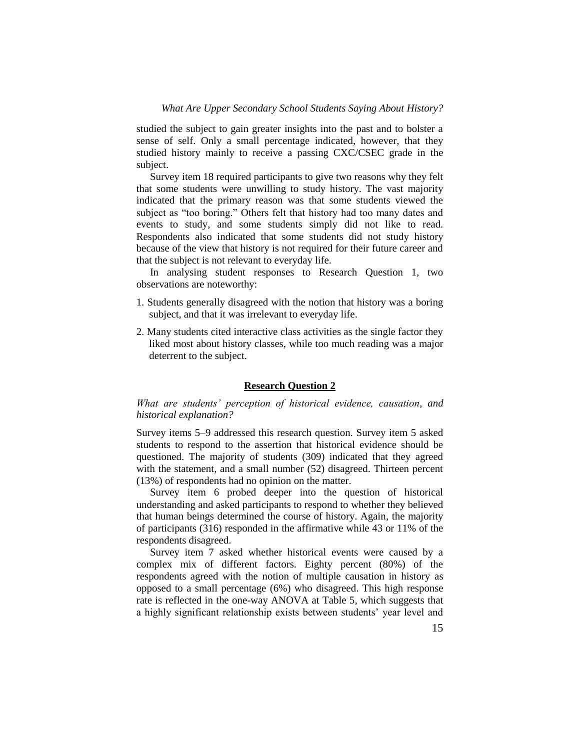studied the subject to gain greater insights into the past and to bolster a sense of self. Only a small percentage indicated, however, that they studied history mainly to receive a passing CXC/CSEC grade in the subject.

Survey item 18 required participants to give two reasons why they felt that some students were unwilling to study history. The vast majority indicated that the primary reason was that some students viewed the subject as "too boring." Others felt that history had too many dates and events to study, and some students simply did not like to read. Respondents also indicated that some students did not study history because of the view that history is not required for their future career and that the subject is not relevant to everyday life.

In analysing student responses to Research Question 1, two observations are noteworthy:

1. Students generally disagreed with the notion that history was a boring subject, and that it was irrelevant to everyday life.
2. Many students cited interactive class activities as the single factor they liked most about history classes, while too much reading was a major deterrent to the subject.

## Research Question 2

*What are students' perception of historical evidence, causation, and historical explanation?*

Survey items 5–9 addressed this research question. Survey item 5 asked students to respond to the assertion that historical evidence should be questioned. The majority of students (309) indicated that they agreed with the statement, and a small number (52) disagreed. Thirteen percent (13%) of respondents had no opinion on the matter.

Survey item 6 probed deeper into the question of historical understanding and asked participants to respond to whether they believed that human beings determined the course of history. Again, the majority of participants (316) responded in the affirmative while 43 or 11% of the respondents disagreed.

Survey item 7 asked whether historical events were caused by a complex mix of different factors. Eighty percent (80%) of the respondents agreed with the notion of multiple causation in history as opposed to a small percentage (6%) who disagreed. This high response rate is reflected in the one-way ANOVA at Table 5, which suggests that a highly significant relationship exists between students' year level and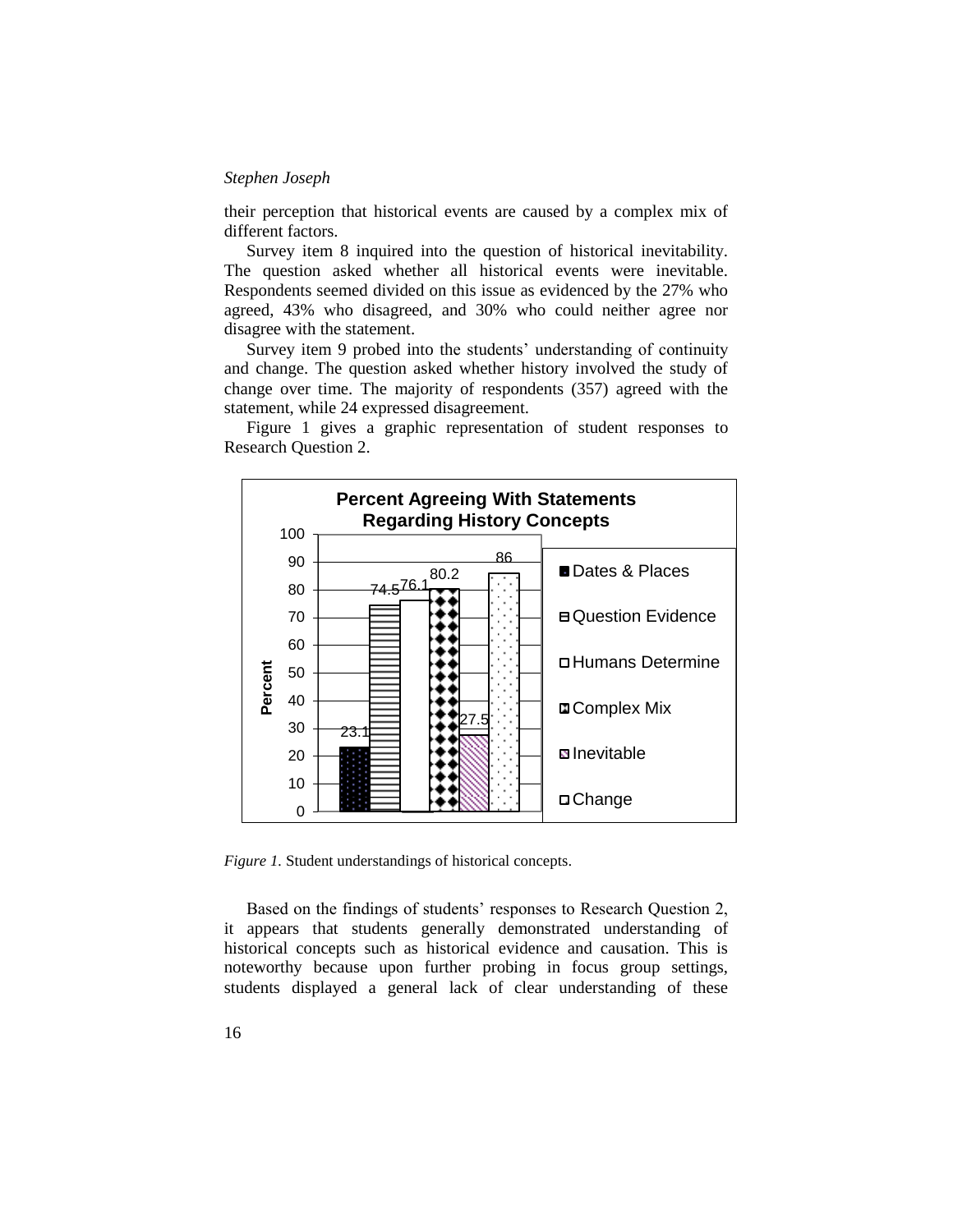their perception that historical events are caused by a complex mix of different factors.

Survey item 8 inquired into the question of historical inevitability. The question asked whether all historical events were inevitable. Respondents seemed divided on this issue as evidenced by the 27% who agreed, 43% who disagreed, and 30% who could neither agree nor disagree with the statement.

Survey item 9 probed into the students' understanding of continuity and change. The question asked whether history involved the study of change over time. The majority of respondents (357) agreed with the statement, while 24 expressed disagreement.

Figure 1 gives a graphic representation of student responses to Research Question 2.

**Percent Agreeing With Statements Regarding History Concepts**

| Statement | Percent |
|---|---|
| Dates & Places | 23.1 |
| Question Evidence | 74.5 |
| Humans Determine | 76.1 |
| Complex Mix | 80.2 |
| Inevitable | 27.5 |
| Change | 86 |

*Figure 1.* Student understandings of historical concepts.

Based on the findings of students' responses to Research Question 2, it appears that students generally demonstrated understanding of historical concepts such as historical evidence and causation. This is noteworthy because upon further probing in focus group settings, students displayed a general lack of clear understanding of these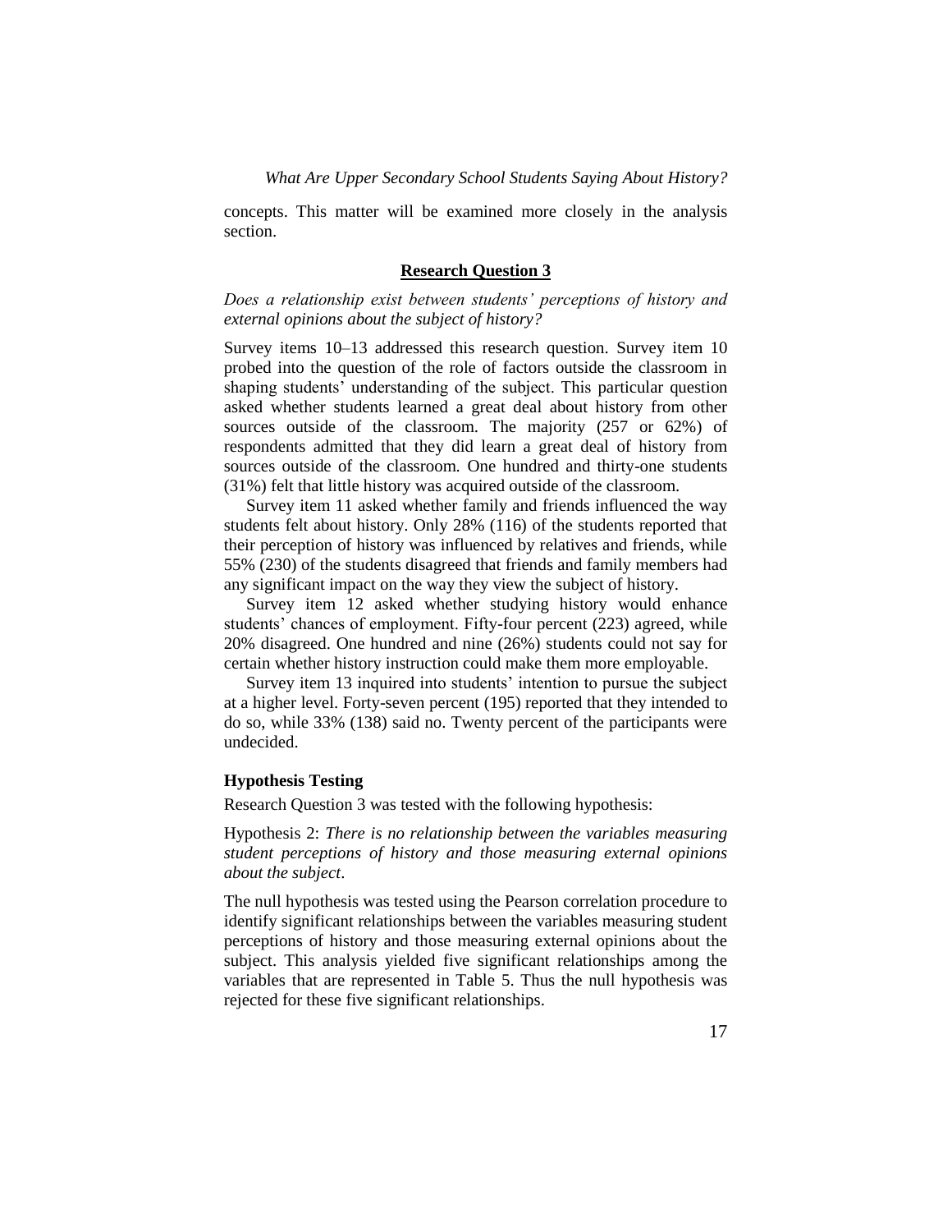concepts. This matter will be examined more closely in the analysis section.

## Research Question 3

*Does a relationship exist between students' perceptions of history and external opinions about the subject of history?*

Survey items 10–13 addressed this research question. Survey item 10 probed into the question of the role of factors outside the classroom in shaping students' understanding of the subject. This particular question asked whether students learned a great deal about history from other sources outside of the classroom. The majority (257 or 62%) of respondents admitted that they did learn a great deal of history from sources outside of the classroom. One hundred and thirty-one students (31%) felt that little history was acquired outside of the classroom.

Survey item 11 asked whether family and friends influenced the way students felt about history. Only 28% (116) of the students reported that their perception of history was influenced by relatives and friends, while 55% (230) of the students disagreed that friends and family members had any significant impact on the way they view the subject of history.

Survey item 12 asked whether studying history would enhance students' chances of employment. Fifty-four percent (223) agreed, while 20% disagreed. One hundred and nine (26%) students could not say for certain whether history instruction could make them more employable.

Survey item 13 inquired into students' intention to pursue the subject at a higher level. Forty-seven percent (195) reported that they intended to do so, while 33% (138) said no. Twenty percent of the participants were undecided.

### Hypothesis Testing

Research Question 3 was tested with the following hypothesis:

Hypothesis 2: *There is no relationship between the variables measuring student perceptions of history and those measuring external opinions about the subject*.

The null hypothesis was tested using the Pearson correlation procedure to identify significant relationships between the variables measuring student perceptions of history and those measuring external opinions about the subject. This analysis yielded five significant relationships among the variables that are represented in Table 5. Thus the null hypothesis was rejected for these five significant relationships.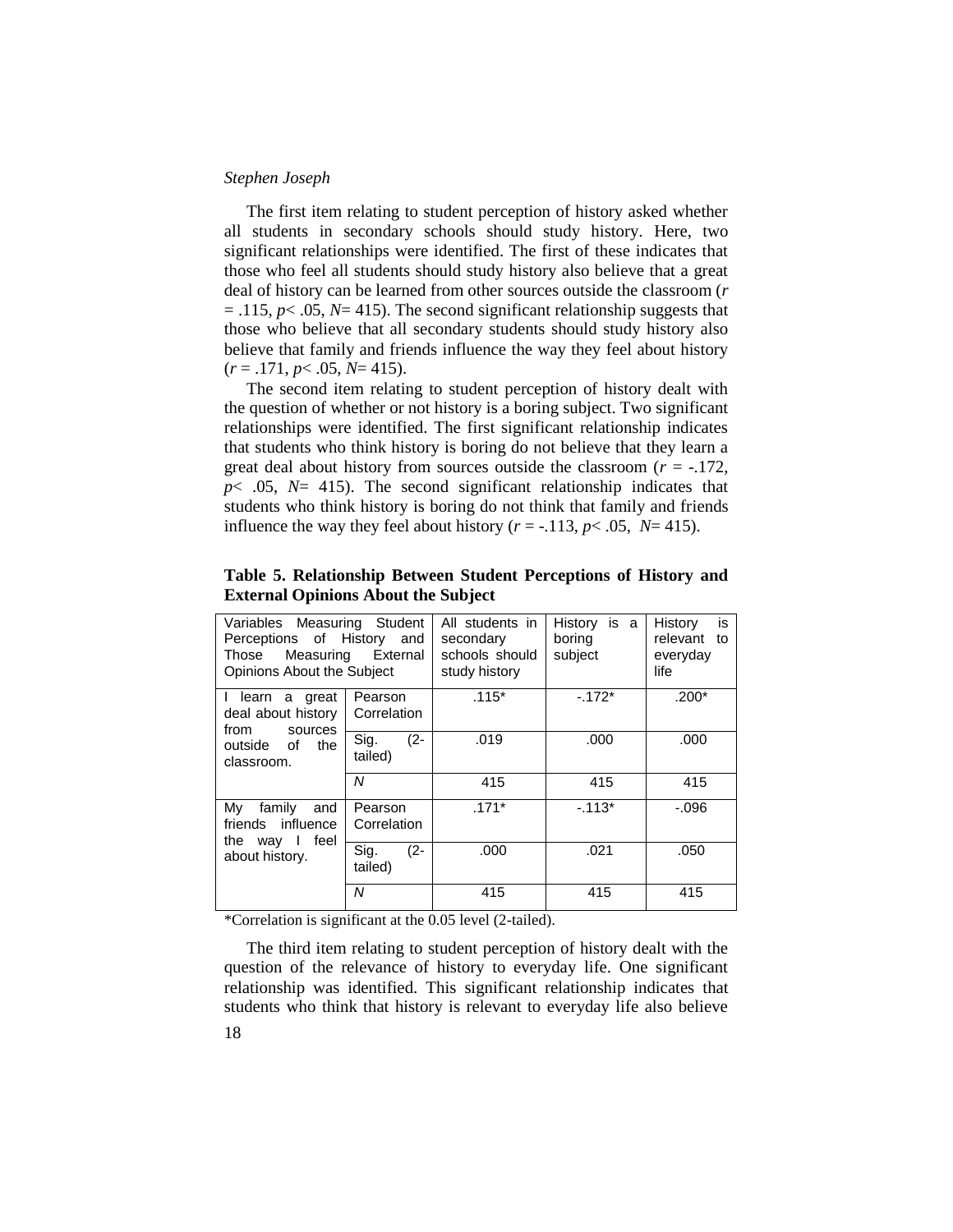The first item relating to student perception of history asked whether all students in secondary schools should study history. Here, two significant relationships were identified. The first of these indicates that those who feel all students should study history also believe that a great deal of history can be learned from other sources outside the classroom ($r = .115$, $p < .05$, $N = 415$). The second significant relationship suggests that those who believe that all secondary students should study history also believe that family and friends influence the way they feel about history ($r = .171$, $p < .05$, $N = 415$).

The second item relating to student perception of history dealt with the question of whether or not history is a boring subject. Two significant relationships were identified. The first significant relationship indicates that students who think history is boring do not believe that they learn a great deal about history from sources outside the classroom ($r = -.172$, $p < .05$, $N = 415$). The second significant relationship indicates that students who think history is boring do not think that family and friends influence the way they feel about history ($r = -.113$, $p < .05$, $N = 415$).

**Table 5. Relationship Between Student Perceptions of History and External Opinions About the Subject**

| Variables Measuring Student Perceptions of History and Those Measuring External Opinions About the Subject | | All students in secondary schools should study history | History is a boring subject | History is relevant to everyday life |
|---|---|---|---|---|
| I learn a great deal about history from sources outside of the classroom. | Pearson Correlation | .115* | -.172* | .200* |
| | Sig. (2-tailed) | .019 | .000 | .000 |
| | *N* | 415 | 415 | 415 |
| My family and friends influence the way I feel about history. | Pearson Correlation | .171* | -.113* | -.096 |
| | Sig. (2-tailed) | .000 | .021 | .050 |
| | *N* | 415 | 415 | 415 |

*Correlation is significant at the 0.05 level (2-tailed).

The third item relating to student perception of history dealt with the question of the relevance of history to everyday life. One significant relationship was identified. This significant relationship indicates that students who think that history is relevant to everyday life also believe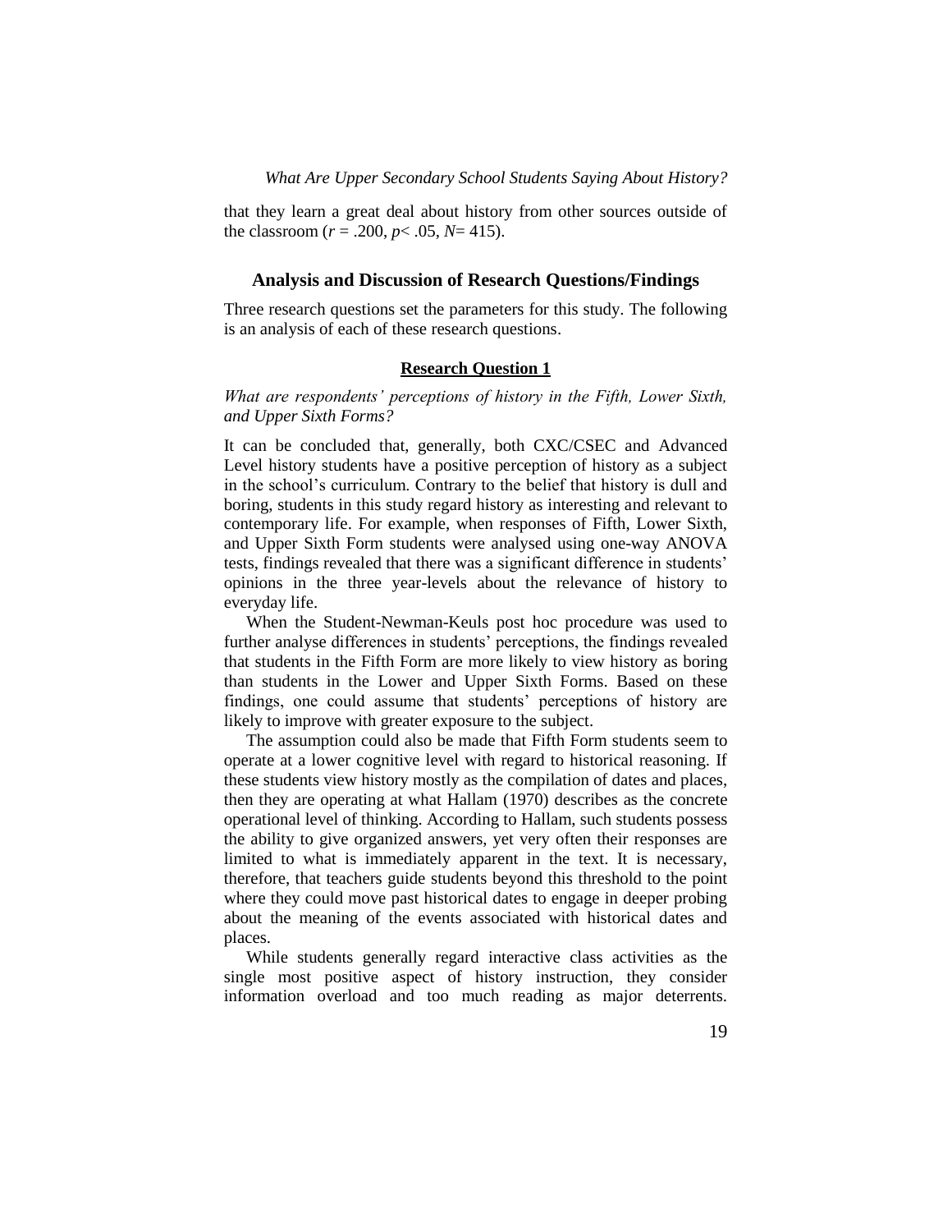that they learn a great deal about history from other sources outside of the classroom ($r = .200$, $p < .05$, $N = 415$).

## Analysis and Discussion of Research Questions/Findings

Three research questions set the parameters for this study. The following is an analysis of each of these research questions.

### Research Question 1

*What are respondents' perceptions of history in the Fifth, Lower Sixth, and Upper Sixth Forms?*

It can be concluded that, generally, both CXC/CSEC and Advanced Level history students have a positive perception of history as a subject in the school's curriculum. Contrary to the belief that history is dull and boring, students in this study regard history as interesting and relevant to contemporary life. For example, when responses of Fifth, Lower Sixth, and Upper Sixth Form students were analysed using one-way ANOVA tests, findings revealed that there was a significant difference in students' opinions in the three year-levels about the relevance of history to everyday life.

When the Student-Newman-Keuls post hoc procedure was used to further analyse differences in students' perceptions, the findings revealed that students in the Fifth Form are more likely to view history as boring than students in the Lower and Upper Sixth Forms. Based on these findings, one could assume that students' perceptions of history are likely to improve with greater exposure to the subject.

The assumption could also be made that Fifth Form students seem to operate at a lower cognitive level with regard to historical reasoning. If these students view history mostly as the compilation of dates and places, then they are operating at what Hallam (1970) describes as the concrete operational level of thinking. According to Hallam, such students possess the ability to give organized answers, yet very often their responses are limited to what is immediately apparent in the text. It is necessary, therefore, that teachers guide students beyond this threshold to the point where they could move past historical dates to engage in deeper probing about the meaning of the events associated with historical dates and places.

While students generally regard interactive class activities as the single most positive aspect of history instruction, they consider information overload and too much reading as major deterrents.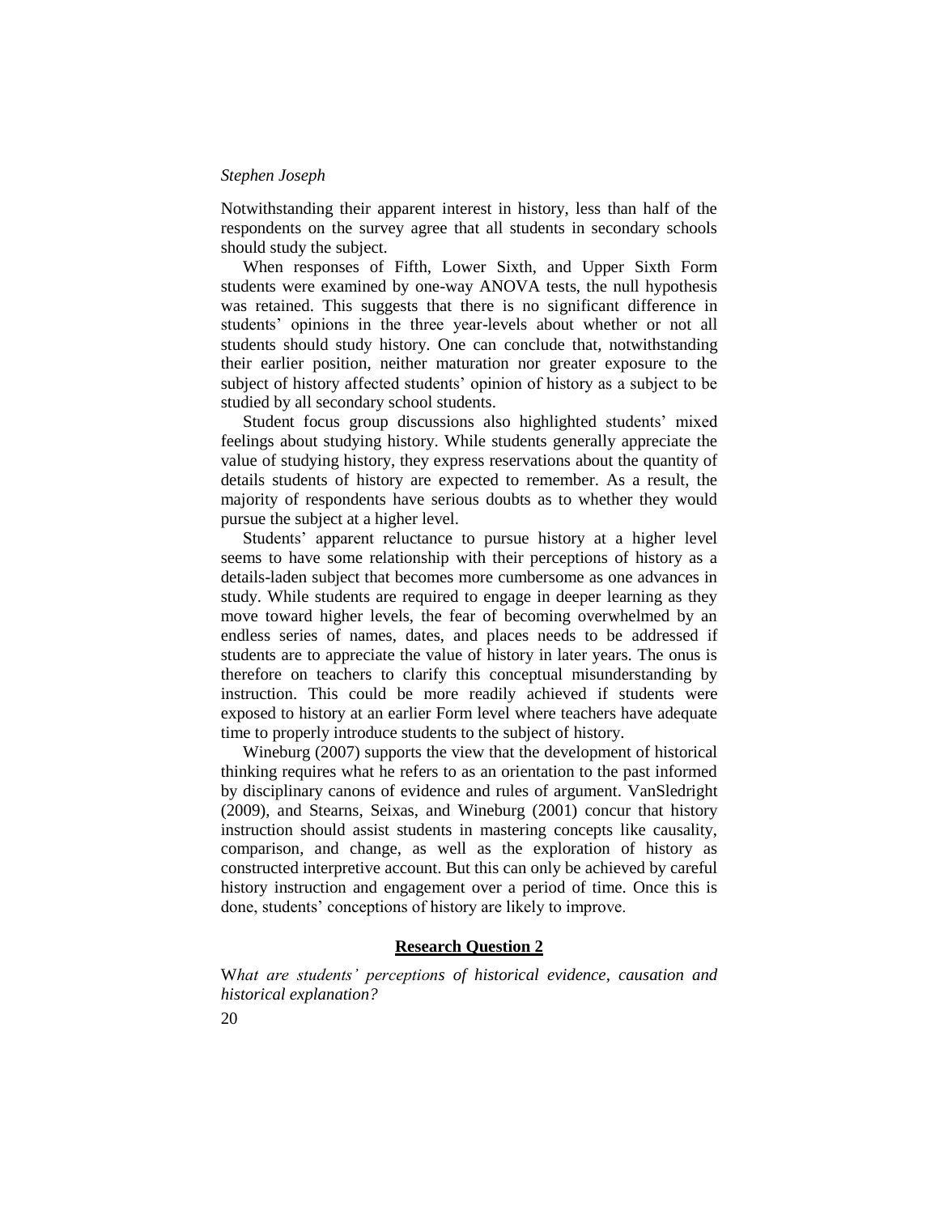Notwithstanding their apparent interest in history, less than half of the respondents on the survey agree that all students in secondary schools should study the subject.

When responses of Fifth, Lower Sixth, and Upper Sixth Form students were examined by one-way ANOVA tests, the null hypothesis was retained. This suggests that there is no significant difference in students' opinions in the three year-levels about whether or not all students should study history. One can conclude that, notwithstanding their earlier position, neither maturation nor greater exposure to the subject of history affected students' opinion of history as a subject to be studied by all secondary school students.

Student focus group discussions also highlighted students' mixed feelings about studying history. While students generally appreciate the value of studying history, they express reservations about the quantity of details students of history are expected to remember. As a result, the majority of respondents have serious doubts as to whether they would pursue the subject at a higher level.

Students' apparent reluctance to pursue history at a higher level seems to have some relationship with their perceptions of history as a details-laden subject that becomes more cumbersome as one advances in study. While students are required to engage in deeper learning as they move toward higher levels, the fear of becoming overwhelmed by an endless series of names, dates, and places needs to be addressed if students are to appreciate the value of history in later years. The onus is therefore on teachers to clarify this conceptual misunderstanding by instruction. This could be more readily achieved if students were exposed to history at an earlier Form level where teachers have adequate time to properly introduce students to the subject of history.

Wineburg (2007) supports the view that the development of historical thinking requires what he refers to as an orientation to the past informed by disciplinary canons of evidence and rules of argument. VanSledright (2009), and Stearns, Seixas, and Wineburg (2001) concur that history instruction should assist students in mastering concepts like causality, comparison, and change, as well as the exploration of history as constructed interpretive account. But this can only be achieved by careful history instruction and engagement over a period of time. Once this is done, students' conceptions of history are likely to improve.

## Research Question 2

W*hat are students' perceptions of historical evidence, causation and historical explanation?*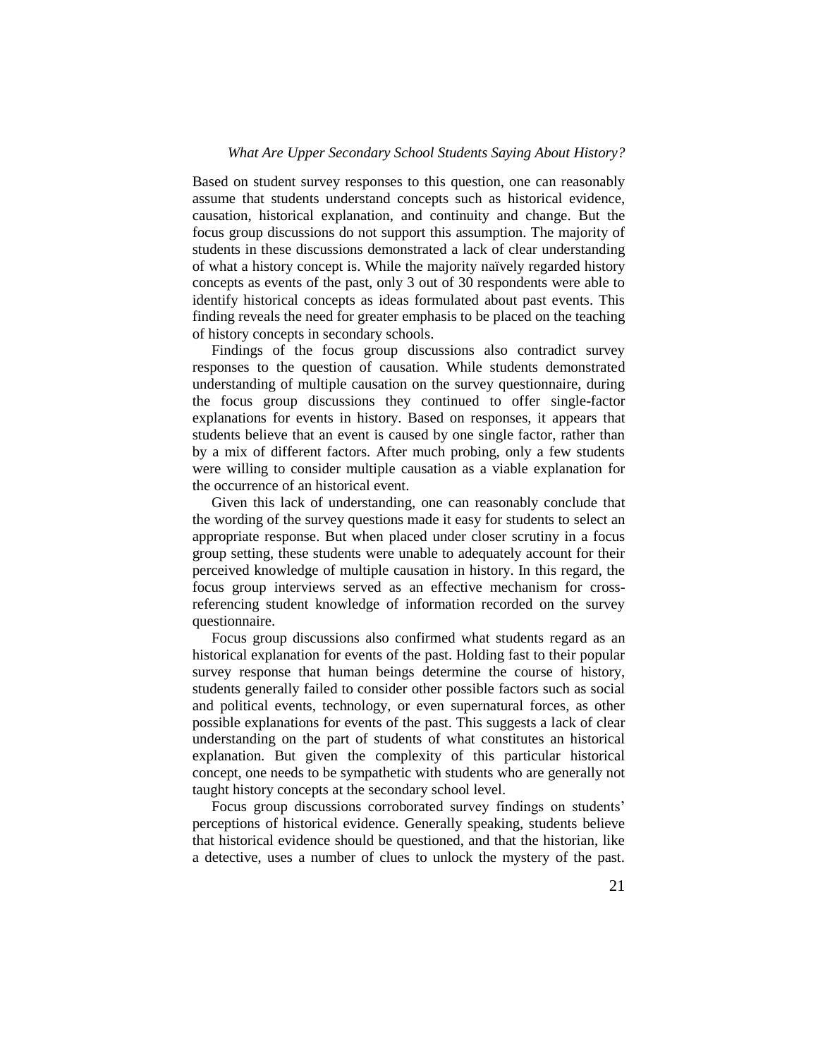Based on student survey responses to this question, one can reasonably assume that students understand concepts such as historical evidence, causation, historical explanation, and continuity and change. But the focus group discussions do not support this assumption. The majority of students in these discussions demonstrated a lack of clear understanding of what a history concept is. While the majority naïvely regarded history concepts as events of the past, only 3 out of 30 respondents were able to identify historical concepts as ideas formulated about past events. This finding reveals the need for greater emphasis to be placed on the teaching of history concepts in secondary schools.

Findings of the focus group discussions also contradict survey responses to the question of causation. While students demonstrated understanding of multiple causation on the survey questionnaire, during the focus group discussions they continued to offer single-factor explanations for events in history. Based on responses, it appears that students believe that an event is caused by one single factor, rather than by a mix of different factors. After much probing, only a few students were willing to consider multiple causation as a viable explanation for the occurrence of an historical event.

Given this lack of understanding, one can reasonably conclude that the wording of the survey questions made it easy for students to select an appropriate response. But when placed under closer scrutiny in a focus group setting, these students were unable to adequately account for their perceived knowledge of multiple causation in history. In this regard, the focus group interviews served as an effective mechanism for cross-referencing student knowledge of information recorded on the survey questionnaire.

Focus group discussions also confirmed what students regard as an historical explanation for events of the past. Holding fast to their popular survey response that human beings determine the course of history, students generally failed to consider other possible factors such as social and political events, technology, or even supernatural forces, as other possible explanations for events of the past. This suggests a lack of clear understanding on the part of students of what constitutes an historical explanation. But given the complexity of this particular historical concept, one needs to be sympathetic with students who are generally not taught history concepts at the secondary school level.

Focus group discussions corroborated survey findings on students' perceptions of historical evidence. Generally speaking, students believe that historical evidence should be questioned, and that the historian, like a detective, uses a number of clues to unlock the mystery of the past.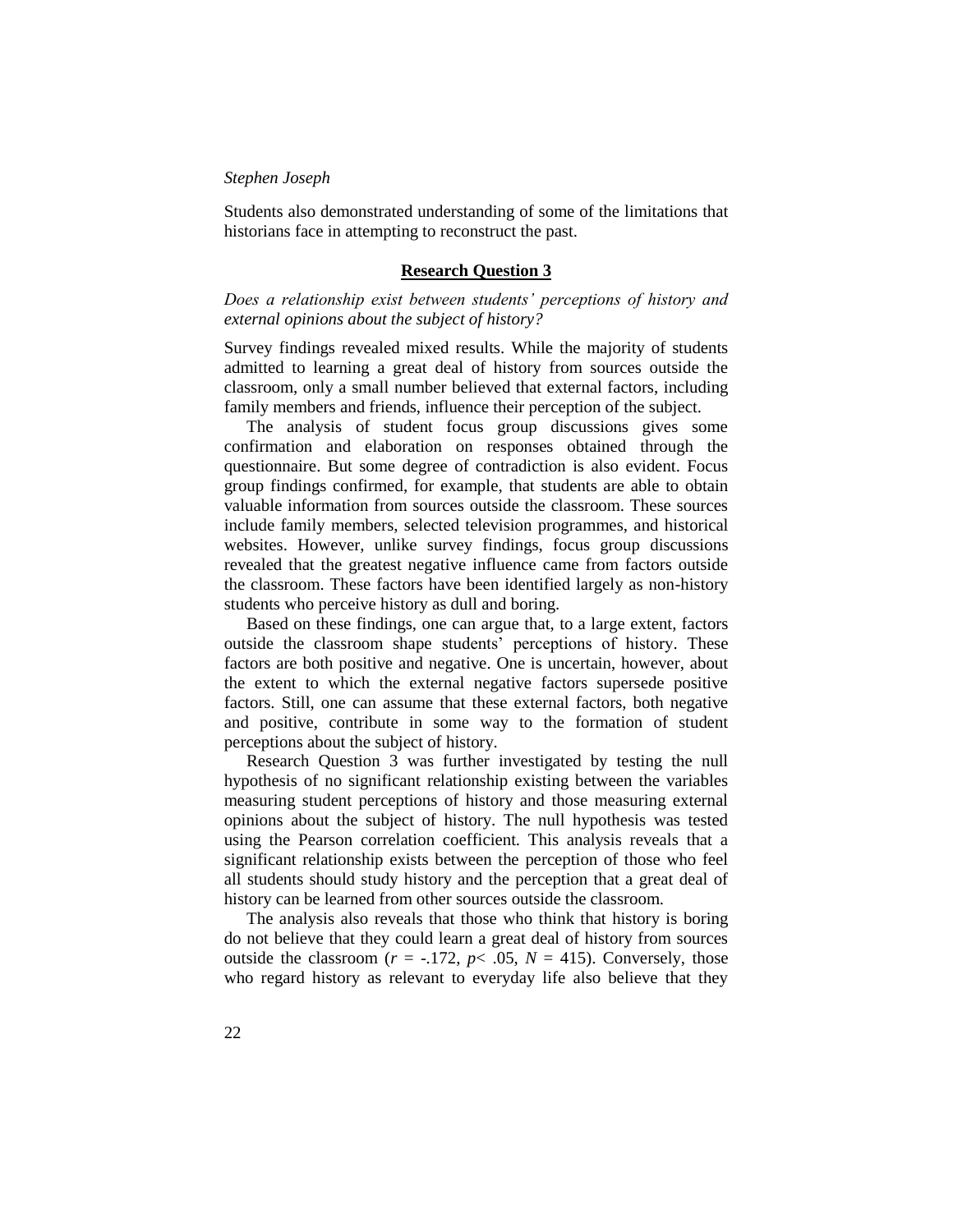Students also demonstrated understanding of some of the limitations that historians face in attempting to reconstruct the past.

## **Research Question 3**

*Does a relationship exist between students' perceptions of history and external opinions about the subject of history?*

Survey findings revealed mixed results. While the majority of students admitted to learning a great deal of history from sources outside the classroom, only a small number believed that external factors, including family members and friends, influence their perception of the subject.

The analysis of student focus group discussions gives some confirmation and elaboration on responses obtained through the questionnaire. But some degree of contradiction is also evident. Focus group findings confirmed, for example, that students are able to obtain valuable information from sources outside the classroom. These sources include family members, selected television programmes, and historical websites. However, unlike survey findings, focus group discussions revealed that the greatest negative influence came from factors outside the classroom. These factors have been identified largely as non-history students who perceive history as dull and boring.

Based on these findings, one can argue that, to a large extent, factors outside the classroom shape students' perceptions of history. These factors are both positive and negative. One is uncertain, however, about the extent to which the external negative factors supersede positive factors. Still, one can assume that these external factors, both negative and positive, contribute in some way to the formation of student perceptions about the subject of history.

Research Question 3 was further investigated by testing the null hypothesis of no significant relationship existing between the variables measuring student perceptions of history and those measuring external opinions about the subject of history. The null hypothesis was tested using the Pearson correlation coefficient. This analysis reveals that a significant relationship exists between the perception of those who feel all students should study history and the perception that a great deal of history can be learned from other sources outside the classroom.

The analysis also reveals that those who think that history is boring do not believe that they could learn a great deal of history from sources outside the classroom ($r$ = -.172, $p <$ .05, $N$ = 415). Conversely, those who regard history as relevant to everyday life also believe that they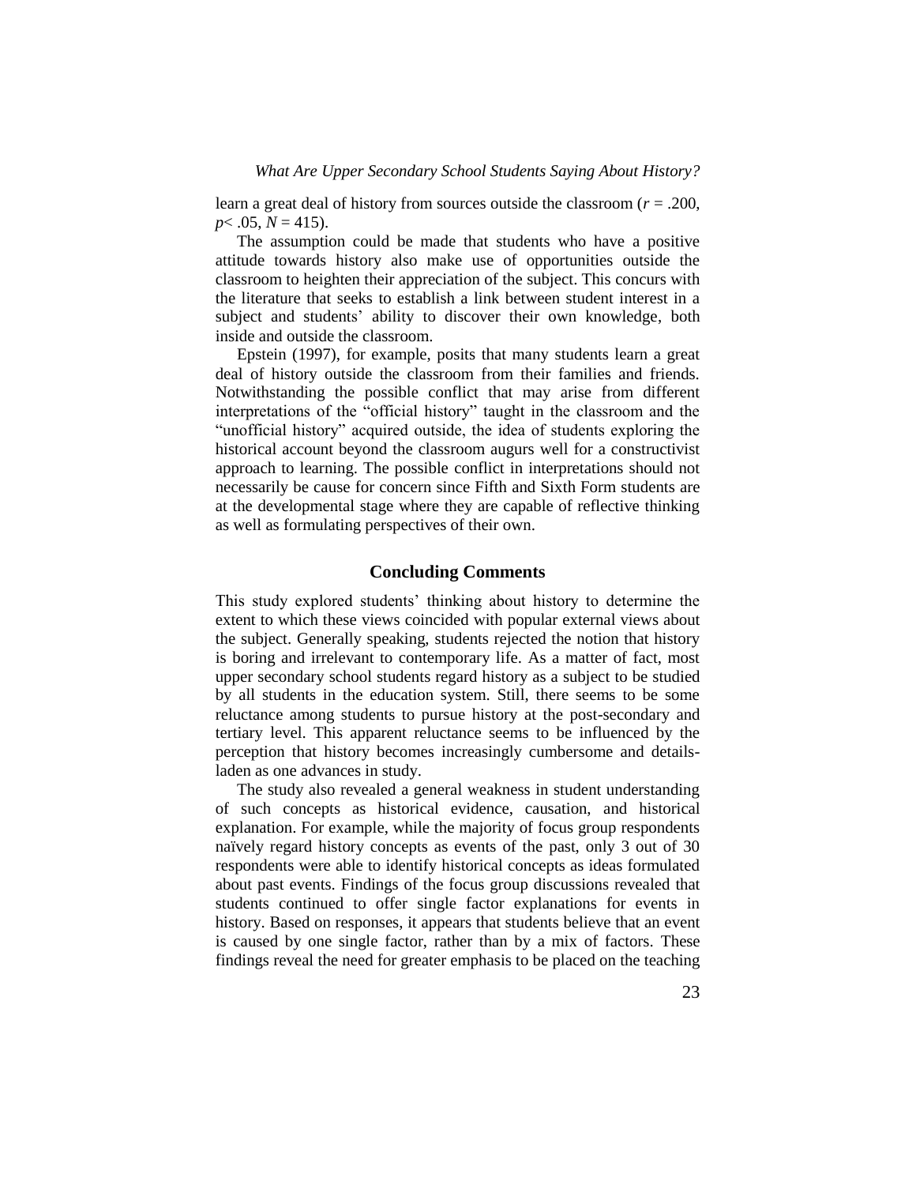learn a great deal of history from sources outside the classroom ($r$ = .200, $p < .05$, $N$ = 415).

The assumption could be made that students who have a positive attitude towards history also make use of opportunities outside the classroom to heighten their appreciation of the subject. This concurs with the literature that seeks to establish a link between student interest in a subject and students' ability to discover their own knowledge, both inside and outside the classroom.

Epstein (1997), for example, posits that many students learn a great deal of history outside the classroom from their families and friends. Notwithstanding the possible conflict that may arise from different interpretations of the "official history" taught in the classroom and the "unofficial history" acquired outside, the idea of students exploring the historical account beyond the classroom augurs well for a constructivist approach to learning. The possible conflict in interpretations should not necessarily be cause for concern since Fifth and Sixth Form students are at the developmental stage where they are capable of reflective thinking as well as formulating perspectives of their own.

## Concluding Comments

This study explored students' thinking about history to determine the extent to which these views coincided with popular external views about the subject. Generally speaking, students rejected the notion that history is boring and irrelevant to contemporary life. As a matter of fact, most upper secondary school students regard history as a subject to be studied by all students in the education system. Still, there seems to be some reluctance among students to pursue history at the post-secondary and tertiary level. This apparent reluctance seems to be influenced by the perception that history becomes increasingly cumbersome and details-laden as one advances in study.

The study also revealed a general weakness in student understanding of such concepts as historical evidence, causation, and historical explanation. For example, while the majority of focus group respondents naïvely regard history concepts as events of the past, only 3 out of 30 respondents were able to identify historical concepts as ideas formulated about past events. Findings of the focus group discussions revealed that students continued to offer single factor explanations for events in history. Based on responses, it appears that students believe that an event is caused by one single factor, rather than by a mix of factors. These findings reveal the need for greater emphasis to be placed on the teaching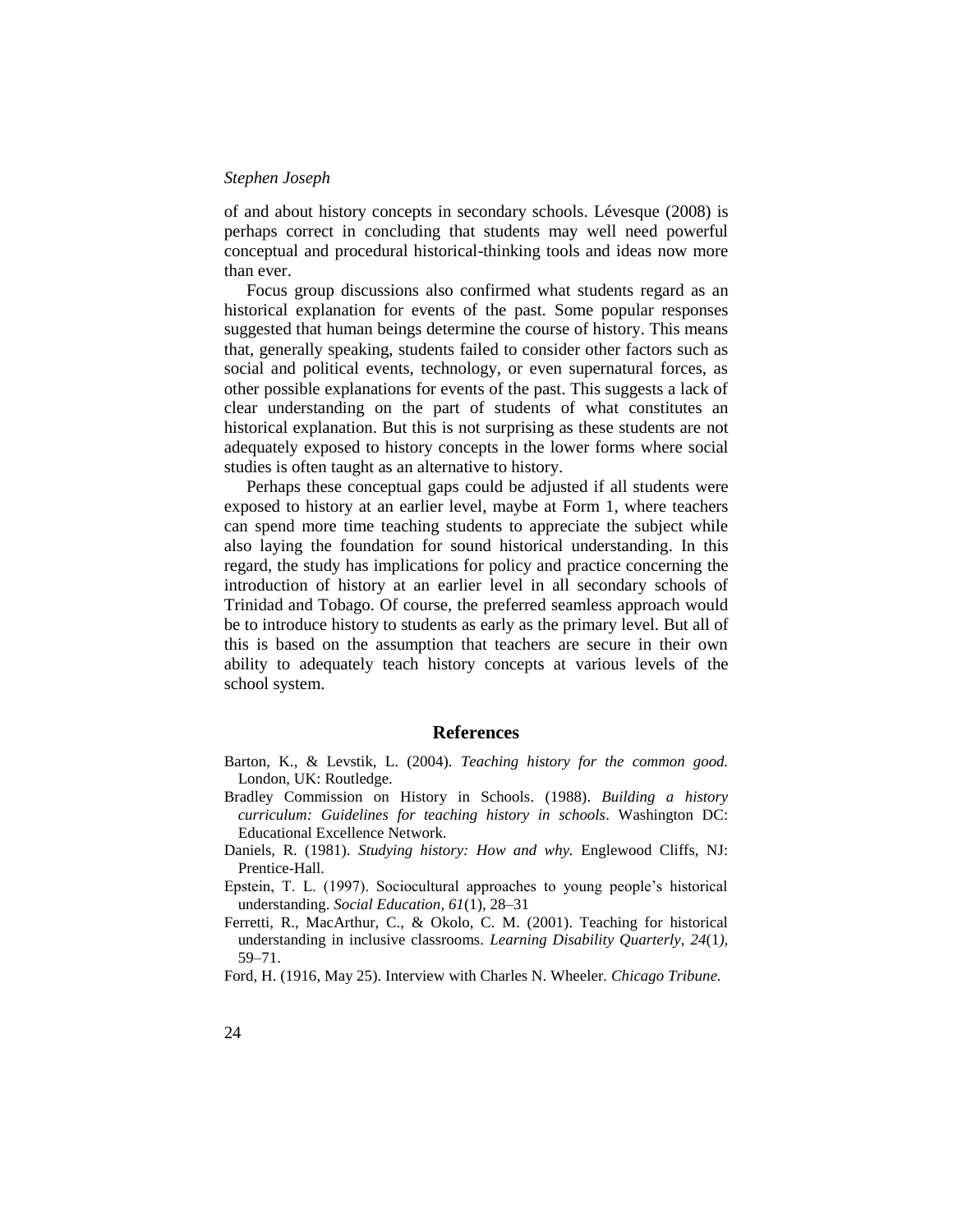of and about history concepts in secondary schools. Lévesque (2008) is perhaps correct in concluding that students may well need powerful conceptual and procedural historical-thinking tools and ideas now more than ever.

Focus group discussions also confirmed what students regard as an historical explanation for events of the past. Some popular responses suggested that human beings determine the course of history. This means that, generally speaking, students failed to consider other factors such as social and political events, technology, or even supernatural forces, as other possible explanations for events of the past. This suggests a lack of clear understanding on the part of students of what constitutes an historical explanation. But this is not surprising as these students are not adequately exposed to history concepts in the lower forms where social studies is often taught as an alternative to history.

Perhaps these conceptual gaps could be adjusted if all students were exposed to history at an earlier level, maybe at Form 1, where teachers can spend more time teaching students to appreciate the subject while also laying the foundation for sound historical understanding. In this regard, the study has implications for policy and practice concerning the introduction of history at an earlier level in all secondary schools of Trinidad and Tobago. Of course, the preferred seamless approach would be to introduce history to students as early as the primary level. But all of this is based on the assumption that teachers are secure in their own ability to adequately teach history concepts at various levels of the school system.

## References

Barton, K., & Levstik, L. (2004). *Teaching history for the common good.* London, UK: Routledge.

Bradley Commission on History in Schools. (1988). *Building a history curriculum: Guidelines for teaching history in schools*. Washington DC: Educational Excellence Network.

Daniels, R. (1981). *Studying history: How and why.* Englewood Cliffs, NJ: Prentice-Hall.

Epstein, T. L. (1997). Sociocultural approaches to young people's historical understanding. *Social Education, 61*(1), 28–31

Ferretti, R., MacArthur, C., & Okolo, C. M. (2001). Teaching for historical understanding in inclusive classrooms. *Learning Disability Quarterly, 24*(1), 59–71.

Ford, H. (1916, May 25). Interview with Charles N. Wheeler. *Chicago Tribune.*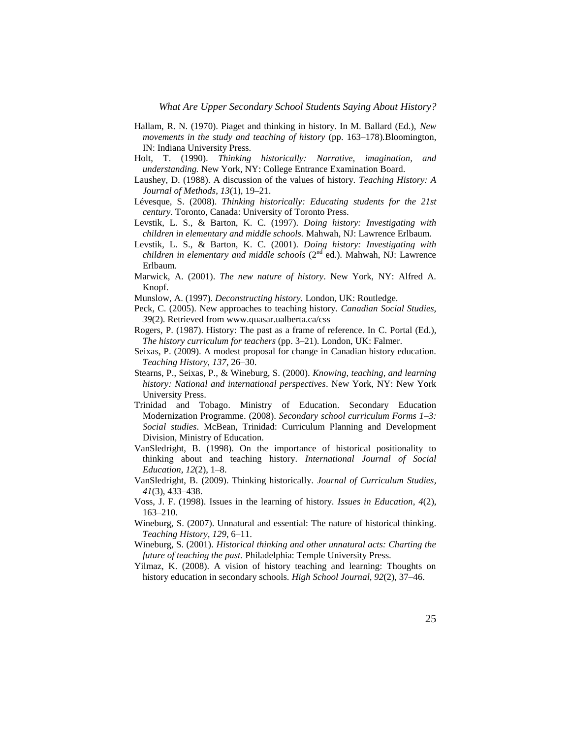Hallam, R. N. (1970). Piaget and thinking in history. In M. Ballard (Ed.), *New movements in the study and teaching of history* (pp. 163–178).Bloomington, IN: Indiana University Press.

Holt, T. (1990). *Thinking historically: Narrative, imagination, and understanding.* New York, NY: College Entrance Examination Board.

Laushey, D. (1988). A discussion of the values of history. *Teaching History: A Journal of Methods*, *13*(1), 19–21.

Lévesque, S. (2008). *Thinking historically: Educating students for the 21st century.* Toronto, Canada: University of Toronto Press.

Levstik, L. S., & Barton, K. C. (1997). *Doing history: Investigating with children in elementary and middle schools.* Mahwah, NJ: Lawrence Erlbaum.

Levstik, L. S., & Barton, K. C. (2001). *Doing history: Investigating with children in elementary and middle schools* (2nd ed.). Mahwah, NJ: Lawrence Erlbaum.

Marwick, A. (2001). *The new nature of history*. New York, NY: Alfred A. Knopf.

Munslow, A. (1997). *Deconstructing history.* London, UK: Routledge.

Peck, C. (2005). New approaches to teaching history. *Canadian Social Studies, 39*(2). Retrieved from www.quasar.ualberta.ca/css

Rogers, P. (1987). History: The past as a frame of reference. In C. Portal (Ed.), *The history curriculum for teachers* (pp. 3–21). London, UK: Falmer.

Seixas, P. (2009). A modest proposal for change in Canadian history education. *Teaching History, 137*, 26–30.

Stearns, P., Seixas, P., & Wineburg, S. (2000). *Knowing, teaching, and learning history: National and international perspectives*. New York, NY: New York University Press.

Trinidad and Tobago. Ministry of Education. Secondary Education Modernization Programme. (2008). *Secondary school curriculum Forms 1–3: Social studies*. McBean, Trinidad: Curriculum Planning and Development Division, Ministry of Education.

VanSledright, B. (1998). On the importance of historical positionality to thinking about and teaching history. *International Journal of Social Education*, *12*(2), 1–8.

VanSledright, B. (2009). Thinking historically. *Journal of Curriculum Studies*, *41*(3), 433–438.

Voss, J. F. (1998). Issues in the learning of history. *Issues in Education*, *4*(2), 163–210.

Wineburg, S. (2007). Unnatural and essential: The nature of historical thinking. *Teaching History, 129*, 6–11.

Wineburg, S. (2001). *Historical thinking and other unnatural acts: Charting the future of teaching the past.* Philadelphia: Temple University Press.

Yilmaz, K. (2008). A vision of history teaching and learning: Thoughts on history education in secondary schools. *High School Journal*, *92*(2), 37–46.